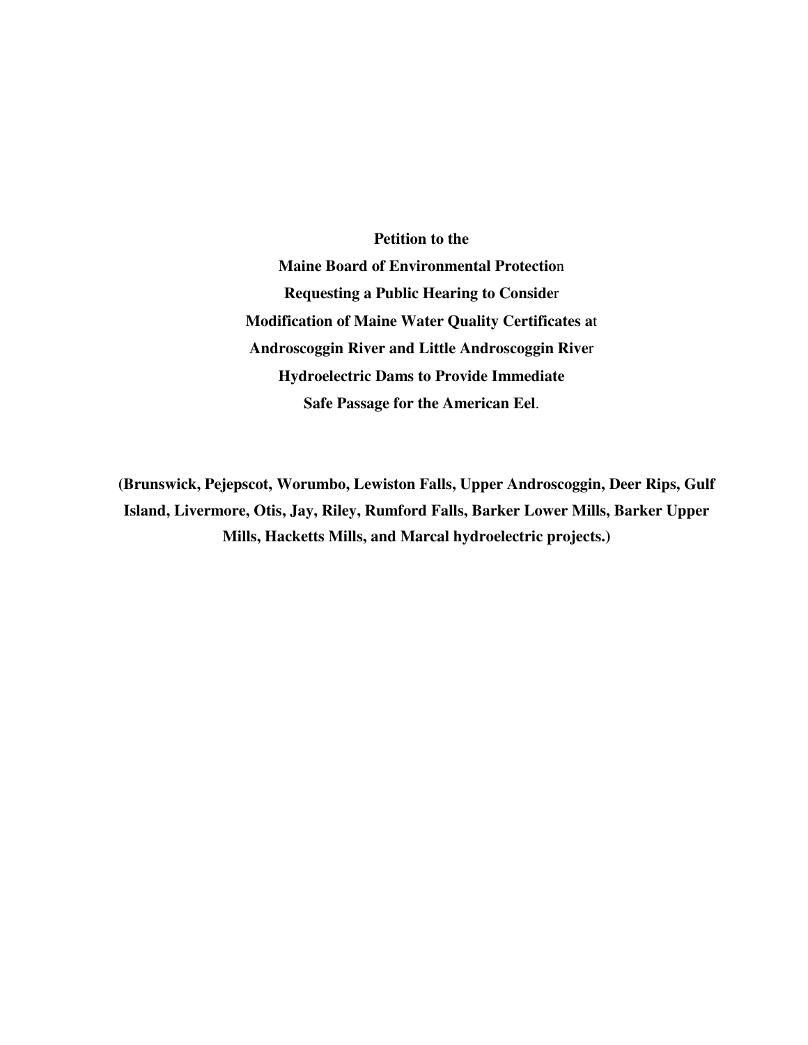**Petition to the**
**Maine Board of Environmental Protection**
**Requesting a Public Hearing to Consider**
**Modification of Maine Water Quality Certificates at**
**Androscoggin River and Little Androscoggin River**
**Hydroelectric Dams to Provide Immediate**
**Safe Passage for the American Eel.**

**(Brunswick, Pejepscot, Worumbo, Lewiston Falls, Upper Androscoggin, Deer Rips, Gulf Island, Livermore, Otis, Jay, Riley, Rumford Falls, Barker Lower Mills, Barker Upper Mills, Hacketts Mills, and Marcal hydroelectric projects.)**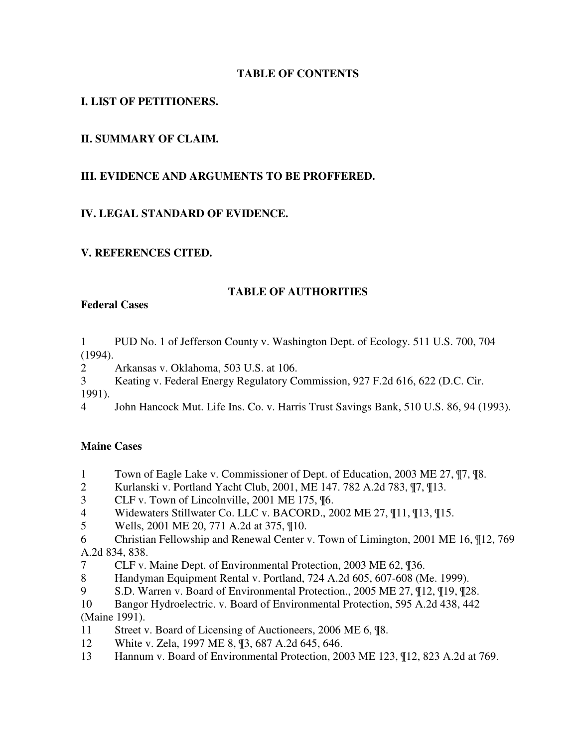## TABLE OF CONTENTS

**I. LIST OF PETITIONERS.**

**II. SUMMARY OF CLAIM.**

**III. EVIDENCE AND ARGUMENTS TO BE PROFFERED.**

**IV. LEGAL STANDARD OF EVIDENCE.**

**V. REFERENCES CITED.**

## TABLE OF AUTHORITIES

### Federal Cases

1 PUD No. 1 of Jefferson County v. Washington Dept. of Ecology. 511 U.S. 700, 704 (1994).
2 Arkansas v. Oklahoma, 503 U.S. at 106.
3 Keating v. Federal Energy Regulatory Commission, 927 F.2d 616, 622 (D.C. Cir. 1991).
4 John Hancock Mut. Life Ins. Co. v. Harris Trust Savings Bank, 510 U.S. 86, 94 (1993).

### Maine Cases

1 Town of Eagle Lake v. Commissioner of Dept. of Education, 2003 ME 27, ¶7, ¶8.
2 Kurlanski v. Portland Yacht Club, 2001, ME 147. 782 A.2d 783, ¶7, ¶13.
3 CLF v. Town of Lincolnville, 2001 ME 175, ¶6.
4 Widewaters Stillwater Co. LLC v. BACORD., 2002 ME 27, ¶11, ¶13, ¶15.
5 Wells, 2001 ME 20, 771 A.2d at 375, ¶10.
6 Christian Fellowship and Renewal Center v. Town of Limington, 2001 ME 16, ¶12, 769 A.2d 834, 838.
7 CLF v. Maine Dept. of Environmental Protection, 2003 ME 62, ¶36.
8 Handyman Equipment Rental v. Portland, 724 A.2d 605, 607-608 (Me. 1999).
9 S.D. Warren v. Board of Environmental Protection., 2005 ME 27, ¶12, ¶19, ¶28.
10 Bangor Hydroelectric. v. Board of Environmental Protection, 595 A.2d 438, 442 (Maine 1991).
11 Street v. Board of Licensing of Auctioneers, 2006 ME 6, ¶8.
12 White v. Zela, 1997 ME 8, ¶3, 687 A.2d 645, 646.
13 Hannum v. Board of Environmental Protection, 2003 ME 123, ¶12, 823 A.2d at 769.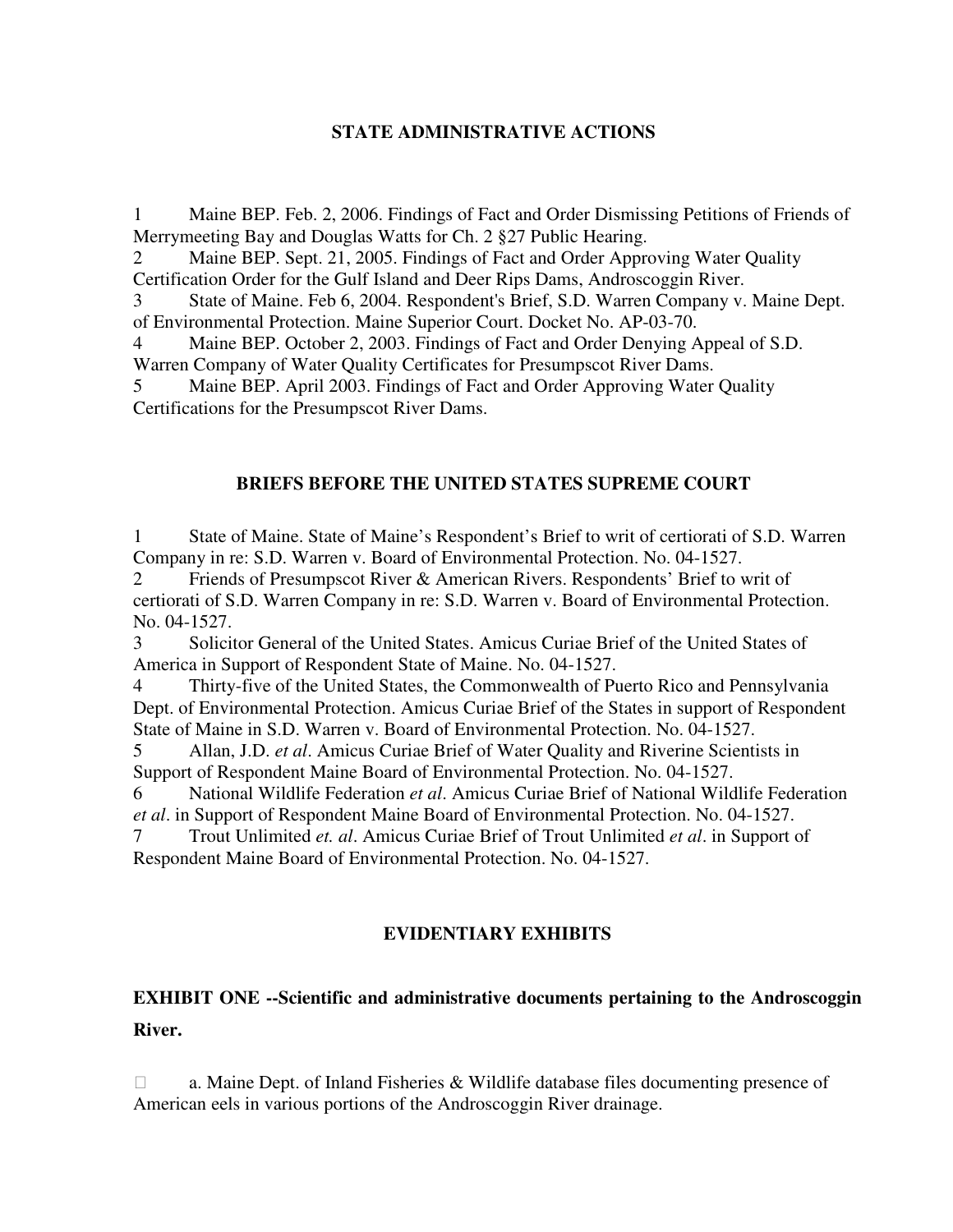## STATE ADMINISTRATIVE ACTIONS

1 Maine BEP. Feb. 2, 2006. Findings of Fact and Order Dismissing Petitions of Friends of Merrymeeting Bay and Douglas Watts for Ch. 2 §27 Public Hearing.
2 Maine BEP. Sept. 21, 2005. Findings of Fact and Order Approving Water Quality Certification Order for the Gulf Island and Deer Rips Dams, Androscoggin River.
3 State of Maine. Feb 6, 2004. Respondent's Brief, S.D. Warren Company v. Maine Dept. of Environmental Protection. Maine Superior Court. Docket No. AP-03-70.
4 Maine BEP. October 2, 2003. Findings of Fact and Order Denying Appeal of S.D. Warren Company of Water Quality Certificates for Presumpscot River Dams.
5 Maine BEP. April 2003. Findings of Fact and Order Approving Water Quality Certifications for the Presumpscot River Dams.

## BRIEFS BEFORE THE UNITED STATES SUPREME COURT

1 State of Maine. State of Maine's Respondent's Brief to writ of certiorati of S.D. Warren Company in re: S.D. Warren v. Board of Environmental Protection. No. 04-1527.
2 Friends of Presumpscot River & American Rivers. Respondents' Brief to writ of certiorati of S.D. Warren Company in re: S.D. Warren v. Board of Environmental Protection. No. 04-1527.
3 Solicitor General of the United States. Amicus Curiae Brief of the United States of America in Support of Respondent State of Maine. No. 04-1527.
4 Thirty-five of the United States, the Commonwealth of Puerto Rico and Pennsylvania Dept. of Environmental Protection. Amicus Curiae Brief of the States in support of Respondent State of Maine in S.D. Warren v. Board of Environmental Protection. No. 04-1527.
5 Allan, J.D. *et al*. Amicus Curiae Brief of Water Quality and Riverine Scientists in Support of Respondent Maine Board of Environmental Protection. No. 04-1527.
6 National Wildlife Federation *et al*. Amicus Curiae Brief of National Wildlife Federation *et al*. in Support of Respondent Maine Board of Environmental Protection. No. 04-1527.
7 Trout Unlimited *et. al*. Amicus Curiae Brief of Trout Unlimited *et al*. in Support of Respondent Maine Board of Environmental Protection. No. 04-1527.

## EVIDENTIARY EXHIBITS

### EXHIBIT ONE --Scientific and administrative documents pertaining to the Androscoggin River.

a. Maine Dept. of Inland Fisheries & Wildlife database files documenting presence of American eels in various portions of the Androscoggin River drainage.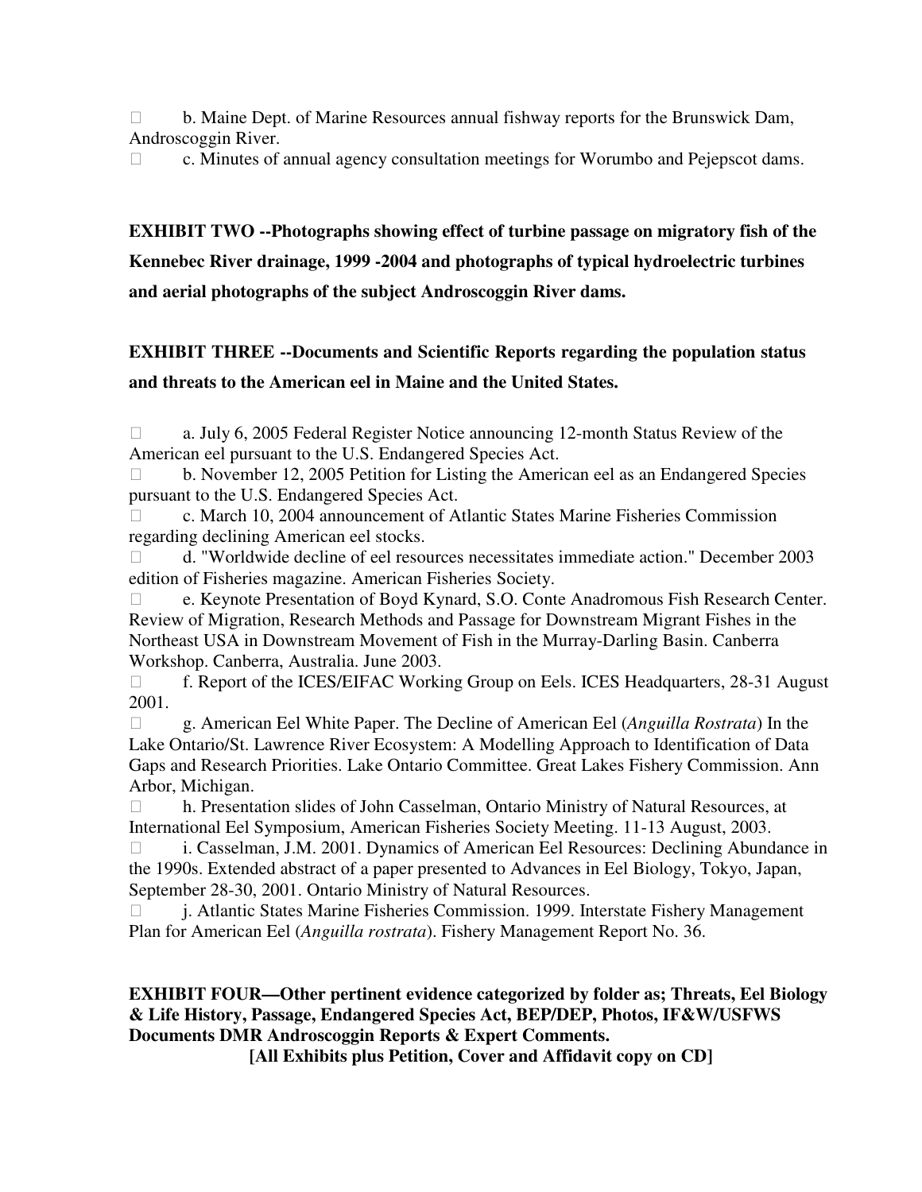- b. Maine Dept. of Marine Resources annual fishway reports for the Brunswick Dam, Androscoggin River.
- c. Minutes of annual agency consultation meetings for Worumbo and Pejepscot dams.

**EXHIBIT TWO --Photographs showing effect of turbine passage on migratory fish of the Kennebec River drainage, 1999 -2004 and photographs of typical hydroelectric turbines and aerial photographs of the subject Androscoggin River dams.**

**EXHIBIT THREE --Documents and Scientific Reports regarding the population status and threats to the American eel in Maine and the United States.**

- a. July 6, 2005 Federal Register Notice announcing 12-month Status Review of the American eel pursuant to the U.S. Endangered Species Act.
- b. November 12, 2005 Petition for Listing the American eel as an Endangered Species pursuant to the U.S. Endangered Species Act.
- c. March 10, 2004 announcement of Atlantic States Marine Fisheries Commission regarding declining American eel stocks.
- d. "Worldwide decline of eel resources necessitates immediate action." December 2003 edition of Fisheries magazine. American Fisheries Society.
- e. Keynote Presentation of Boyd Kynard, S.O. Conte Anadromous Fish Research Center. Review of Migration, Research Methods and Passage for Downstream Migrant Fishes in the Northeast USA in Downstream Movement of Fish in the Murray-Darling Basin. Canberra Workshop. Canberra, Australia. June 2003.
- f. Report of the ICES/EIFAC Working Group on Eels. ICES Headquarters, 28-31 August 2001.
- g. American Eel White Paper. The Decline of American Eel (*Anguilla Rostrata*) In the Lake Ontario/St. Lawrence River Ecosystem: A Modelling Approach to Identification of Data Gaps and Research Priorities. Lake Ontario Committee. Great Lakes Fishery Commission. Ann Arbor, Michigan.
- h. Presentation slides of John Casselman, Ontario Ministry of Natural Resources, at International Eel Symposium, American Fisheries Society Meeting. 11-13 August, 2003.
- i. Casselman, J.M. 2001. Dynamics of American Eel Resources: Declining Abundance in the 1990s. Extended abstract of a paper presented to Advances in Eel Biology, Tokyo, Japan, September 28-30, 2001. Ontario Ministry of Natural Resources.
- j. Atlantic States Marine Fisheries Commission. 1999. Interstate Fishery Management Plan for American Eel (*Anguilla rostrata*). Fishery Management Report No. 36.

**EXHIBIT FOUR—Other pertinent evidence categorized by folder as; Threats, Eel Biology & Life History, Passage, Endangered Species Act, BEP/DEP, Photos, IF&W/USFWS Documents DMR Androscoggin Reports & Expert Comments.**

**[All Exhibits plus Petition, Cover and Affidavit copy on CD]**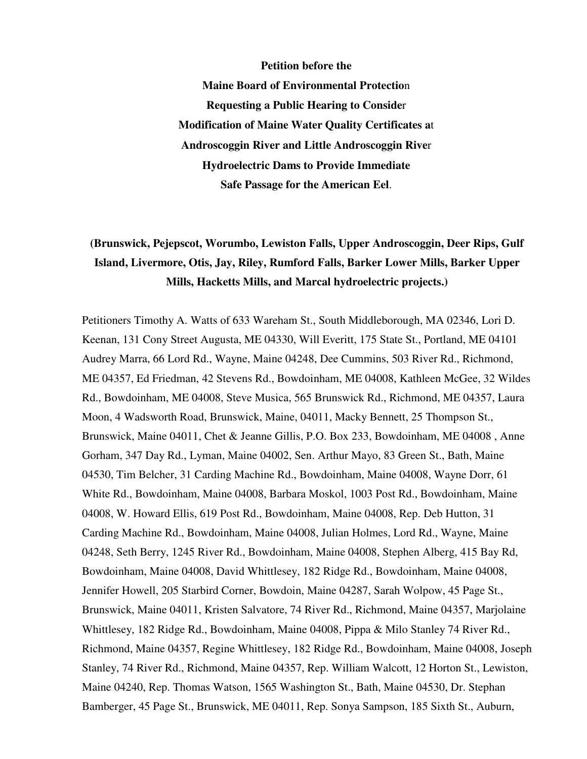**Petition before the**
**Maine Board of Environmental Protection**
**Requesting a Public Hearing to Consider**
**Modification of Maine Water Quality Certificates at**
**Androscoggin River and Little Androscoggin River**
**Hydroelectric Dams to Provide Immediate**
**Safe Passage for the American Eel.**

**(Brunswick, Pejepscot, Worumbo, Lewiston Falls, Upper Androscoggin, Deer Rips, Gulf Island, Livermore, Otis, Jay, Riley, Rumford Falls, Barker Lower Mills, Barker Upper Mills, Hacketts Mills, and Marcal hydroelectric projects.)**

Petitioners Timothy A. Watts of 633 Wareham St., South Middleborough, MA 02346, Lori D. Keenan, 131 Cony Street Augusta, ME 04330, Will Everitt, 175 State St., Portland, ME 04101 Audrey Marra, 66 Lord Rd., Wayne, Maine 04248, Dee Cummins, 503 River Rd., Richmond, ME 04357, Ed Friedman, 42 Stevens Rd., Bowdoinham, ME 04008, Kathleen McGee, 32 Wildes Rd., Bowdoinham, ME 04008, Steve Musica, 565 Brunswick Rd., Richmond, ME 04357, Laura Moon, 4 Wadsworth Road, Brunswick, Maine, 04011, Macky Bennett, 25 Thompson St., Brunswick, Maine 04011, Chet & Jeanne Gillis, P.O. Box 233, Bowdoinham, ME 04008 , Anne Gorham, 347 Day Rd., Lyman, Maine 04002, Sen. Arthur Mayo, 83 Green St., Bath, Maine 04530, Tim Belcher, 31 Carding Machine Rd., Bowdoinham, Maine 04008, Wayne Dorr, 61 White Rd., Bowdoinham, Maine 04008, Barbara Moskol, 1003 Post Rd., Bowdoinham, Maine 04008, W. Howard Ellis, 619 Post Rd., Bowdoinham, Maine 04008, Rep. Deb Hutton, 31 Carding Machine Rd., Bowdoinham, Maine 04008, Julian Holmes, Lord Rd., Wayne, Maine 04248, Seth Berry, 1245 River Rd., Bowdoinham, Maine 04008, Stephen Alberg, 415 Bay Rd, Bowdoinham, Maine 04008, David Whittlesey, 182 Ridge Rd., Bowdoinham, Maine 04008, Jennifer Howell, 205 Starbird Corner, Bowdoin, Maine 04287, Sarah Wolpow, 45 Page St., Brunswick, Maine 04011, Kristen Salvatore, 74 River Rd., Richmond, Maine 04357, Marjolaine Whittlesey, 182 Ridge Rd., Bowdoinham, Maine 04008, Pippa & Milo Stanley 74 River Rd., Richmond, Maine 04357, Regine Whittlesey, 182 Ridge Rd., Bowdoinham, Maine 04008, Joseph Stanley, 74 River Rd., Richmond, Maine 04357, Rep. William Walcott, 12 Horton St., Lewiston, Maine 04240, Rep. Thomas Watson, 1565 Washington St., Bath, Maine 04530, Dr. Stephan Bamberger, 45 Page St., Brunswick, ME 04011, Rep. Sonya Sampson, 185 Sixth St., Auburn,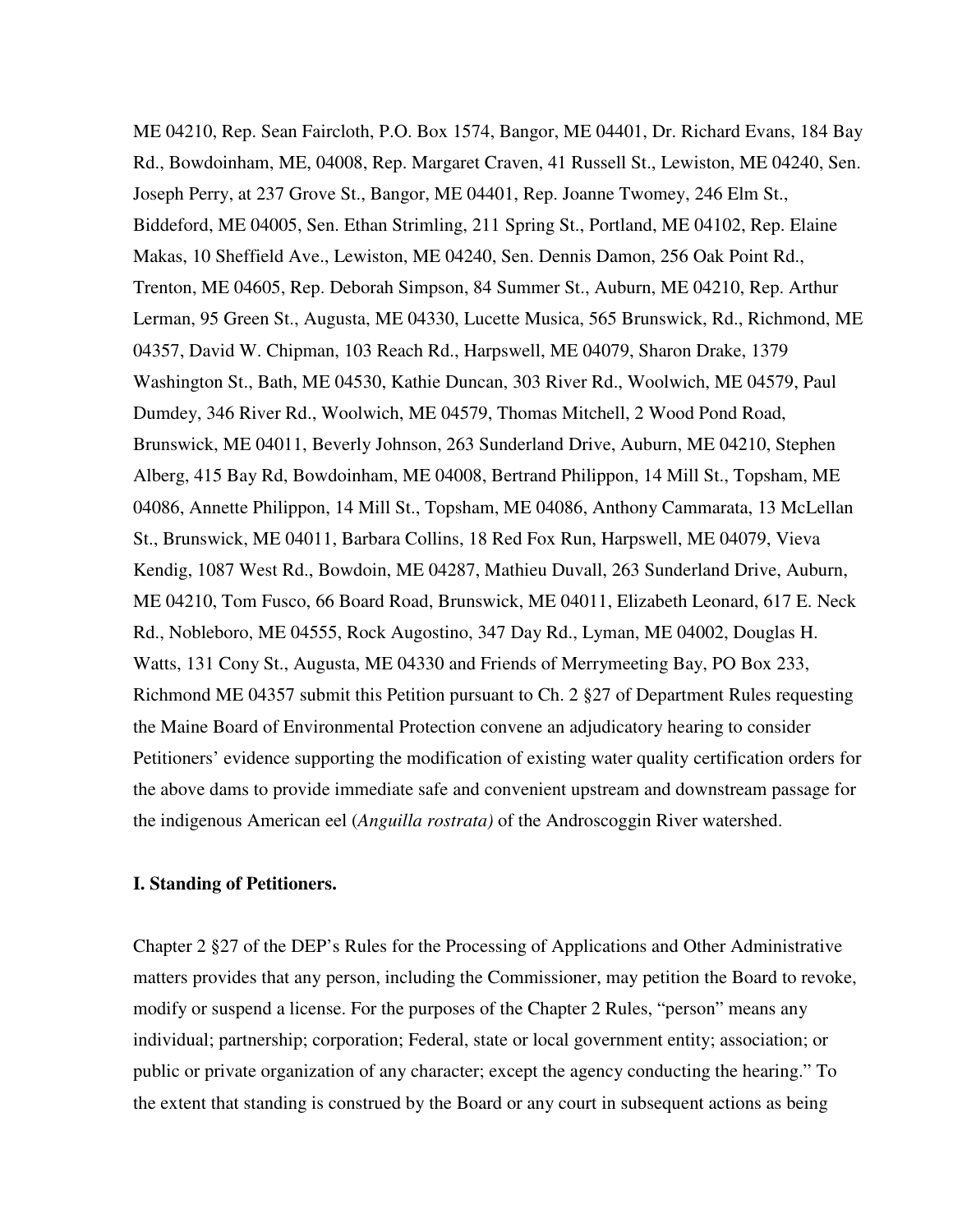ME 04210, Rep. Sean Faircloth, P.O. Box 1574, Bangor, ME 04401, Dr. Richard Evans, 184 Bay Rd., Bowdoinham, ME, 04008, Rep. Margaret Craven, 41 Russell St., Lewiston, ME 04240, Sen. Joseph Perry, at 237 Grove St., Bangor, ME 04401, Rep. Joanne Twomey, 246 Elm St., Biddeford, ME 04005, Sen. Ethan Strimling, 211 Spring St., Portland, ME 04102, Rep. Elaine Makas, 10 Sheffield Ave., Lewiston, ME 04240, Sen. Dennis Damon, 256 Oak Point Rd., Trenton, ME 04605, Rep. Deborah Simpson, 84 Summer St., Auburn, ME 04210, Rep. Arthur Lerman, 95 Green St., Augusta, ME 04330, Lucette Musica, 565 Brunswick, Rd., Richmond, ME 04357, David W. Chipman, 103 Reach Rd., Harpswell, ME 04079, Sharon Drake, 1379 Washington St., Bath, ME 04530, Kathie Duncan, 303 River Rd., Woolwich, ME 04579, Paul Dumdey, 346 River Rd., Woolwich, ME 04579, Thomas Mitchell, 2 Wood Pond Road, Brunswick, ME 04011, Beverly Johnson, 263 Sunderland Drive, Auburn, ME 04210, Stephen Alberg, 415 Bay Rd, Bowdoinham, ME 04008, Bertrand Philippon, 14 Mill St., Topsham, ME 04086, Annette Philippon, 14 Mill St., Topsham, ME 04086, Anthony Cammarata, 13 McLellan St., Brunswick, ME 04011, Barbara Collins, 18 Red Fox Run, Harpswell, ME 04079, Vieva Kendig, 1087 West Rd., Bowdoin, ME 04287, Mathieu Duvall, 263 Sunderland Drive, Auburn, ME 04210, Tom Fusco, 66 Board Road, Brunswick, ME 04011, Elizabeth Leonard, 617 E. Neck Rd., Nobleboro, ME 04555, Rock Augostino, 347 Day Rd., Lyman, ME 04002, Douglas H. Watts, 131 Cony St., Augusta, ME 04330 and Friends of Merrymeeting Bay, PO Box 233, Richmond ME 04357 submit this Petition pursuant to Ch. 2 §27 of Department Rules requesting the Maine Board of Environmental Protection convene an adjudicatory hearing to consider Petitioners' evidence supporting the modification of existing water quality certification orders for the above dams to provide immediate safe and convenient upstream and downstream passage for the indigenous American eel (*Anguilla rostrata)* of the Androscoggin River watershed.

**I. Standing of Petitioners.**

Chapter 2 §27 of the DEP's Rules for the Processing of Applications and Other Administrative matters provides that any person, including the Commissioner, may petition the Board to revoke, modify or suspend a license. For the purposes of the Chapter 2 Rules, "person" means any individual; partnership; corporation; Federal, state or local government entity; association; or public or private organization of any character; except the agency conducting the hearing." To the extent that standing is construed by the Board or any court in subsequent actions as being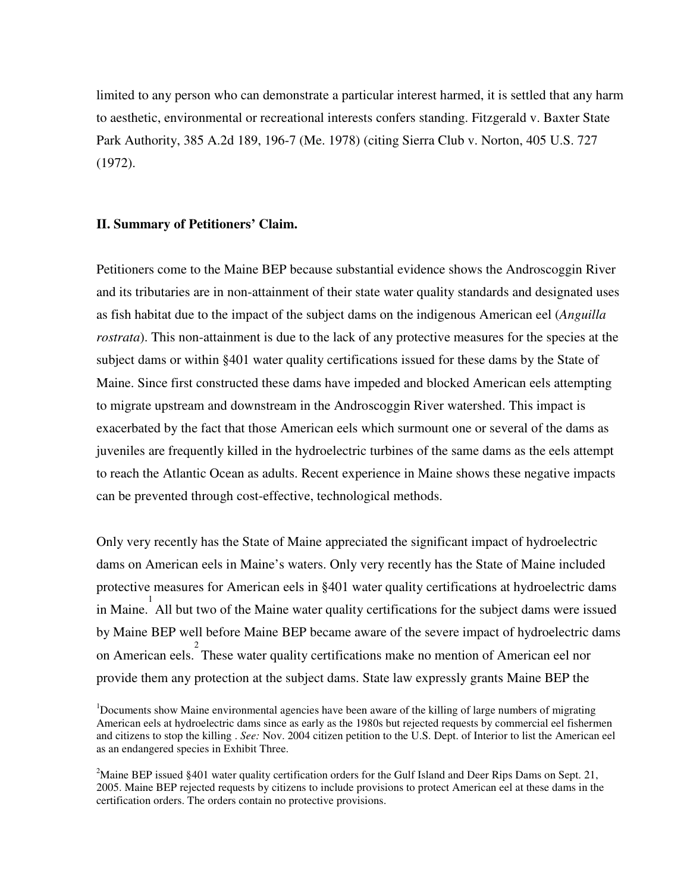limited to any person who can demonstrate a particular interest harmed, it is settled that any harm to aesthetic, environmental or recreational interests confers standing. Fitzgerald v. Baxter State Park Authority, 385 A.2d 189, 196-7 (Me. 1978) (citing Sierra Club v. Norton, 405 U.S. 727 (1972).

### II. Summary of Petitioners' Claim.

Petitioners come to the Maine BEP because substantial evidence shows the Androscoggin River and its tributaries are in non-attainment of their state water quality standards and designated uses as fish habitat due to the impact of the subject dams on the indigenous American eel (*Anguilla rostrata*). This non-attainment is due to the lack of any protective measures for the species at the subject dams or within §401 water quality certifications issued for these dams by the State of Maine. Since first constructed these dams have impeded and blocked American eels attempting to migrate upstream and downstream in the Androscoggin River watershed. This impact is exacerbated by the fact that those American eels which surmount one or several of the dams as juveniles are frequently killed in the hydroelectric turbines of the same dams as the eels attempt to reach the Atlantic Ocean as adults. Recent experience in Maine shows these negative impacts can be prevented through cost-effective, technological methods.

Only very recently has the State of Maine appreciated the significant impact of hydroelectric dams on American eels in Maine's waters. Only very recently has the State of Maine included protective measures for American eels in §401 water quality certifications at hydroelectric dams in Maine.[1] All but two of the Maine water quality certifications for the subject dams were issued by Maine BEP well before Maine BEP became aware of the severe impact of hydroelectric dams on American eels.[2] These water quality certifications make no mention of American eel nor provide them any protection at the subject dams. State law expressly grants Maine BEP the

[1]Documents show Maine environmental agencies have been aware of the killing of large numbers of migrating American eels at hydroelectric dams since as early as the 1980s but rejected requests by commercial eel fishermen and citizens to stop the killing . *See:* Nov. 2004 citizen petition to the U.S. Dept. of Interior to list the American eel as an endangered species in Exhibit Three.

[2]Maine BEP issued §401 water quality certification orders for the Gulf Island and Deer Rips Dams on Sept. 21, 2005. Maine BEP rejected requests by citizens to include provisions to protect American eel at these dams in the certification orders. The orders contain no protective provisions.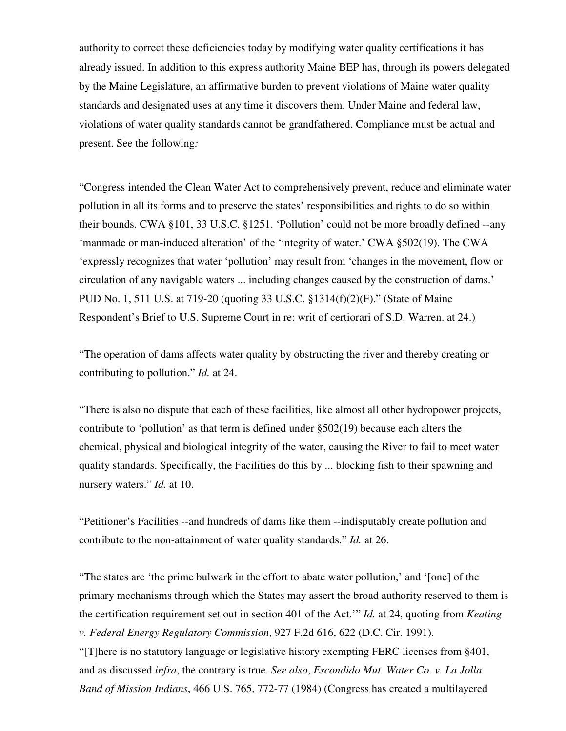authority to correct these deficiencies today by modifying water quality certifications it has already issued. In addition to this express authority Maine BEP has, through its powers delegated by the Maine Legislature, an affirmative burden to prevent violations of Maine water quality standards and designated uses at any time it discovers them. Under Maine and federal law, violations of water quality standards cannot be grandfathered. Compliance must be actual and present. See the following*:*

"Congress intended the Clean Water Act to comprehensively prevent, reduce and eliminate water pollution in all its forms and to preserve the states' responsibilities and rights to do so within their bounds. CWA §101, 33 U.S.C. §1251. 'Pollution' could not be more broadly defined --any 'manmade or man-induced alteration' of the 'integrity of water.' CWA §502(19). The CWA 'expressly recognizes that water 'pollution' may result from 'changes in the movement, flow or circulation of any navigable waters ... including changes caused by the construction of dams.' PUD No. 1, 511 U.S. at 719-20 (quoting 33 U.S.C. §1314(f)(2)(F)." (State of Maine Respondent's Brief to U.S. Supreme Court in re: writ of certiorari of S.D. Warren. at 24.)

"The operation of dams affects water quality by obstructing the river and thereby creating or contributing to pollution." *Id.* at 24.

"There is also no dispute that each of these facilities, like almost all other hydropower projects, contribute to 'pollution' as that term is defined under §502(19) because each alters the chemical, physical and biological integrity of the water, causing the River to fail to meet water quality standards. Specifically, the Facilities do this by ... blocking fish to their spawning and nursery waters." *Id.* at 10.

"Petitioner's Facilities --and hundreds of dams like them --indisputably create pollution and contribute to the non-attainment of water quality standards." *Id.* at 26.

"The states are 'the prime bulwark in the effort to abate water pollution,' and '[one] of the primary mechanisms through which the States may assert the broad authority reserved to them is the certification requirement set out in section 401 of the Act.'" *Id.* at 24, quoting from *Keating v. Federal Energy Regulatory Commission*, 927 F.2d 616, 622 (D.C. Cir. 1991).
"[T]here is no statutory language or legislative history exempting FERC licenses from §401, and as discussed *infra*, the contrary is true. *See also*, *Escondido Mut. Water Co. v. La Jolla Band of Mission Indians*, 466 U.S. 765, 772-77 (1984) (Congress has created a multilayered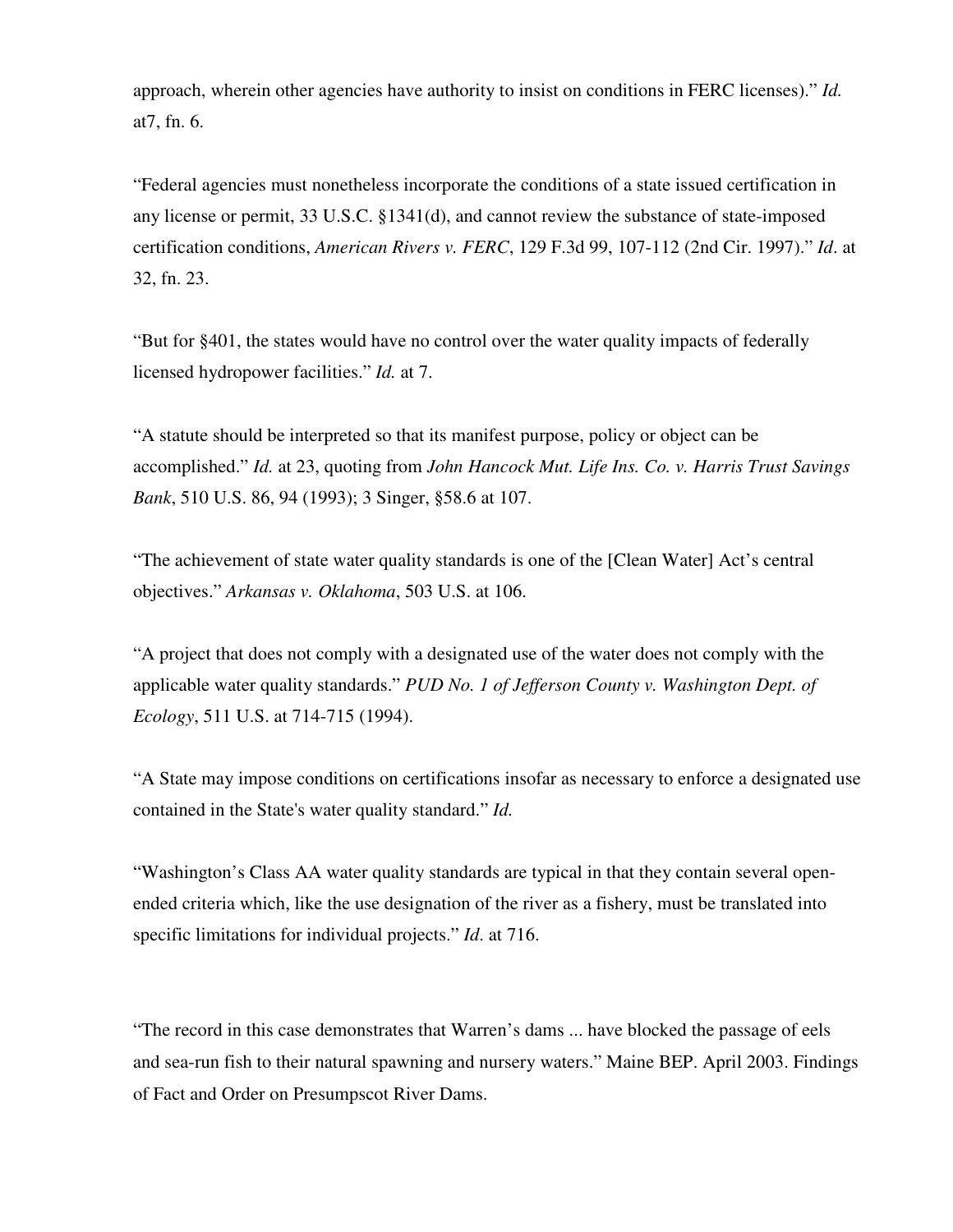approach, wherein other agencies have authority to insist on conditions in FERC licenses)." *Id.* at7, fn. 6.

"Federal agencies must nonetheless incorporate the conditions of a state issued certification in any license or permit, 33 U.S.C. §1341(d), and cannot review the substance of state-imposed certification conditions, *American Rivers v. FERC*, 129 F.3d 99, 107-112 (2nd Cir. 1997)." *Id*. at 32, fn. 23.

"But for §401, the states would have no control over the water quality impacts of federally licensed hydropower facilities." *Id.* at 7.

"A statute should be interpreted so that its manifest purpose, policy or object can be accomplished." *Id.* at 23, quoting from *John Hancock Mut. Life Ins. Co. v. Harris Trust Savings Bank*, 510 U.S. 86, 94 (1993); 3 Singer, §58.6 at 107.

"The achievement of state water quality standards is one of the [Clean Water] Act's central objectives." *Arkansas v. Oklahoma*, 503 U.S. at 106.

"A project that does not comply with a designated use of the water does not comply with the applicable water quality standards." *PUD No. 1 of Jefferson County v. Washington Dept. of Ecology*, 511 U.S. at 714-715 (1994).

"A State may impose conditions on certifications insofar as necessary to enforce a designated use contained in the State's water quality standard." *Id.*

"Washington's Class AA water quality standards are typical in that they contain several open-ended criteria which, like the use designation of the river as a fishery, must be translated into specific limitations for individual projects." *Id*. at 716.

"The record in this case demonstrates that Warren's dams ... have blocked the passage of eels and sea-run fish to their natural spawning and nursery waters." Maine BEP. April 2003. Findings of Fact and Order on Presumpscot River Dams.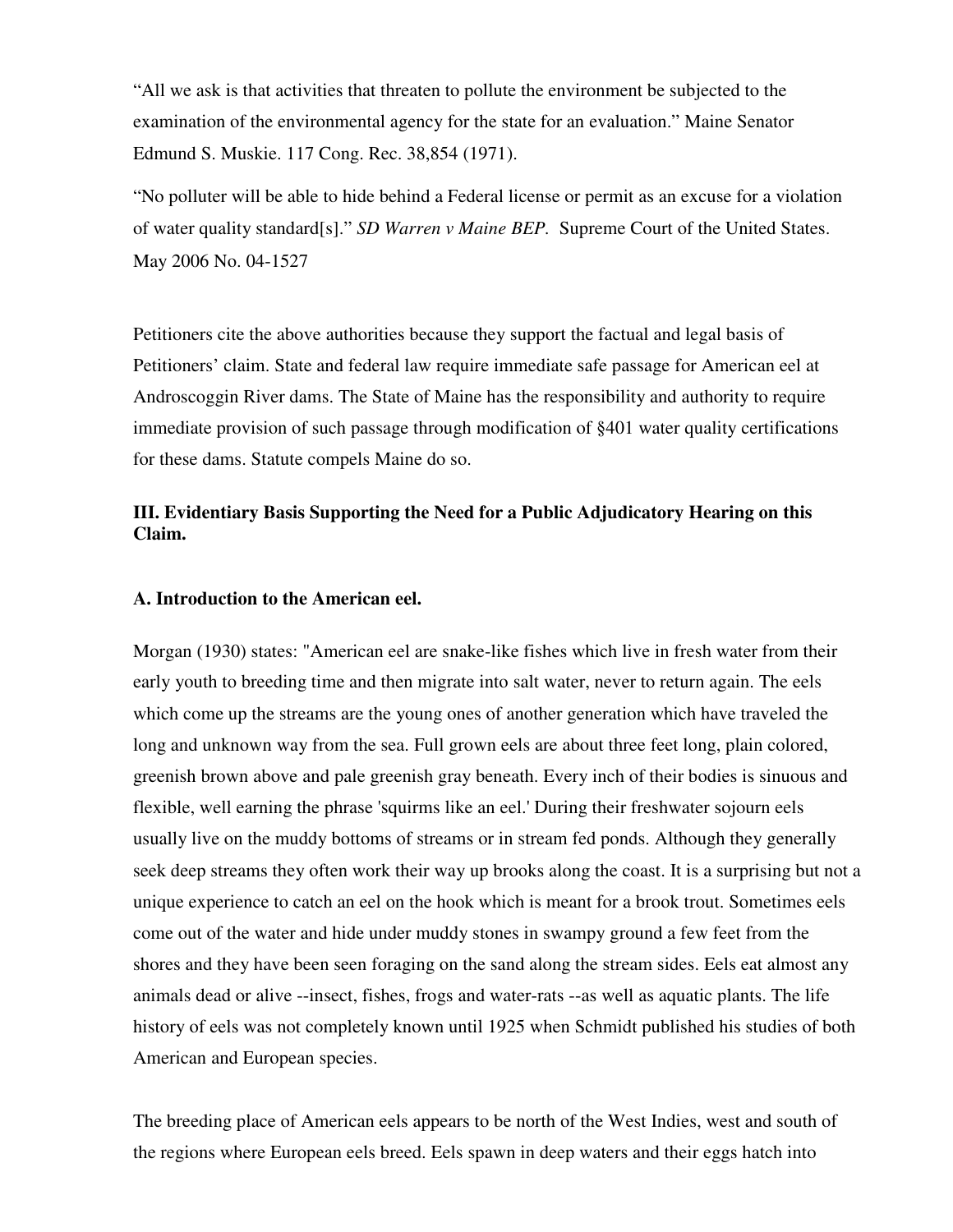"All we ask is that activities that threaten to pollute the environment be subjected to the examination of the environmental agency for the state for an evaluation." Maine Senator Edmund S. Muskie. 117 Cong. Rec. 38,854 (1971).

"No polluter will be able to hide behind a Federal license or permit as an excuse for a violation of water quality standard[s]." *SD Warren v Maine BEP*. Supreme Court of the United States. May 2006 No. 04-1527

Petitioners cite the above authorities because they support the factual and legal basis of Petitioners' claim. State and federal law require immediate safe passage for American eel at Androscoggin River dams. The State of Maine has the responsibility and authority to require immediate provision of such passage through modification of §401 water quality certifications for these dams. Statute compels Maine do so.

### III. Evidentiary Basis Supporting the Need for a Public Adjudicatory Hearing on this Claim.

#### A. Introduction to the American eel.

Morgan (1930) states: "American eel are snake-like fishes which live in fresh water from their early youth to breeding time and then migrate into salt water, never to return again. The eels which come up the streams are the young ones of another generation which have traveled the long and unknown way from the sea. Full grown eels are about three feet long, plain colored, greenish brown above and pale greenish gray beneath. Every inch of their bodies is sinuous and flexible, well earning the phrase 'squirms like an eel.' During their freshwater sojourn eels usually live on the muddy bottoms of streams or in stream fed ponds. Although they generally seek deep streams they often work their way up brooks along the coast. It is a surprising but not a unique experience to catch an eel on the hook which is meant for a brook trout. Sometimes eels come out of the water and hide under muddy stones in swampy ground a few feet from the shores and they have been seen foraging on the sand along the stream sides. Eels eat almost any animals dead or alive --insect, fishes, frogs and water-rats --as well as aquatic plants. The life history of eels was not completely known until 1925 when Schmidt published his studies of both American and European species.

The breeding place of American eels appears to be north of the West Indies, west and south of the regions where European eels breed. Eels spawn in deep waters and their eggs hatch into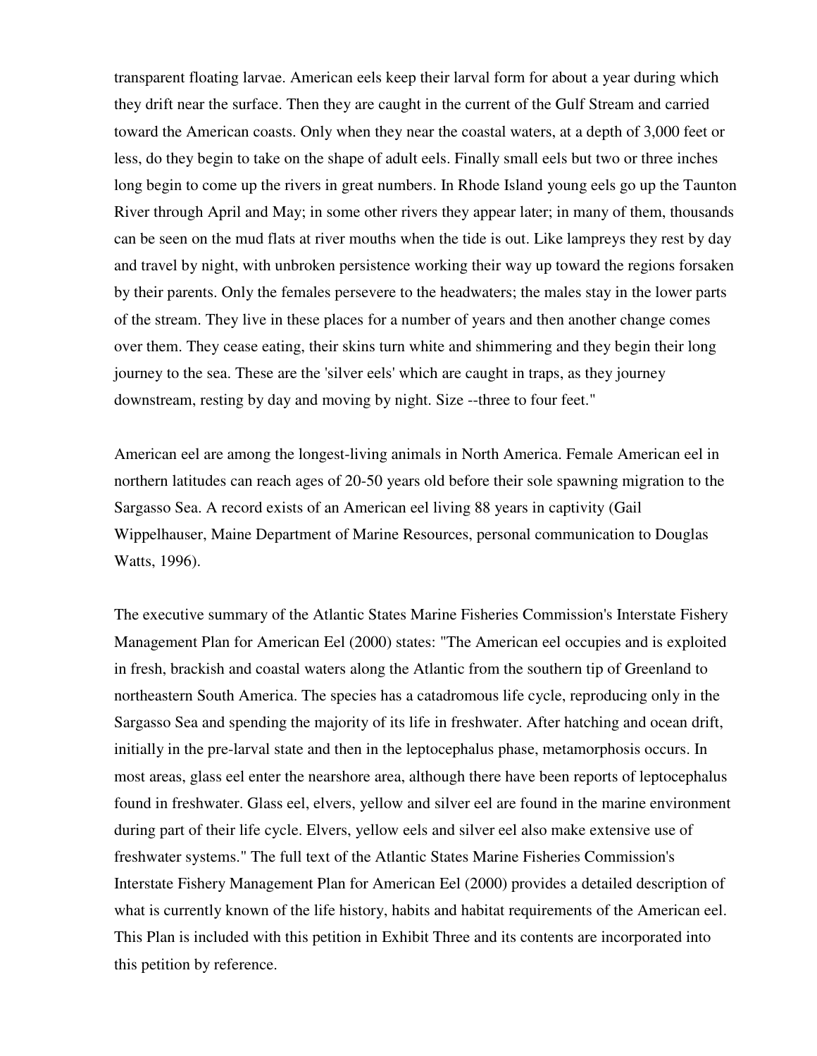transparent floating larvae. American eels keep their larval form for about a year during which they drift near the surface. Then they are caught in the current of the Gulf Stream and carried toward the American coasts. Only when they near the coastal waters, at a depth of 3,000 feet or less, do they begin to take on the shape of adult eels. Finally small eels but two or three inches long begin to come up the rivers in great numbers. In Rhode Island young eels go up the Taunton River through April and May; in some other rivers they appear later; in many of them, thousands can be seen on the mud flats at river mouths when the tide is out. Like lampreys they rest by day and travel by night, with unbroken persistence working their way up toward the regions forsaken by their parents. Only the females persevere to the headwaters; the males stay in the lower parts of the stream. They live in these places for a number of years and then another change comes over them. They cease eating, their skins turn white and shimmering and they begin their long journey to the sea. These are the 'silver eels' which are caught in traps, as they journey downstream, resting by day and moving by night. Size --three to four feet."

American eel are among the longest-living animals in North America. Female American eel in northern latitudes can reach ages of 20-50 years old before their sole spawning migration to the Sargasso Sea. A record exists of an American eel living 88 years in captivity (Gail Wippelhauser, Maine Department of Marine Resources, personal communication to Douglas Watts, 1996).

The executive summary of the Atlantic States Marine Fisheries Commission's Interstate Fishery Management Plan for American Eel (2000) states: "The American eel occupies and is exploited in fresh, brackish and coastal waters along the Atlantic from the southern tip of Greenland to northeastern South America. The species has a catadromous life cycle, reproducing only in the Sargasso Sea and spending the majority of its life in freshwater. After hatching and ocean drift, initially in the pre-larval state and then in the leptocephalus phase, metamorphosis occurs. In most areas, glass eel enter the nearshore area, although there have been reports of leptocephalus found in freshwater. Glass eel, elvers, yellow and silver eel are found in the marine environment during part of their life cycle. Elvers, yellow eels and silver eel also make extensive use of freshwater systems." The full text of the Atlantic States Marine Fisheries Commission's Interstate Fishery Management Plan for American Eel (2000) provides a detailed description of what is currently known of the life history, habits and habitat requirements of the American eel. This Plan is included with this petition in Exhibit Three and its contents are incorporated into this petition by reference.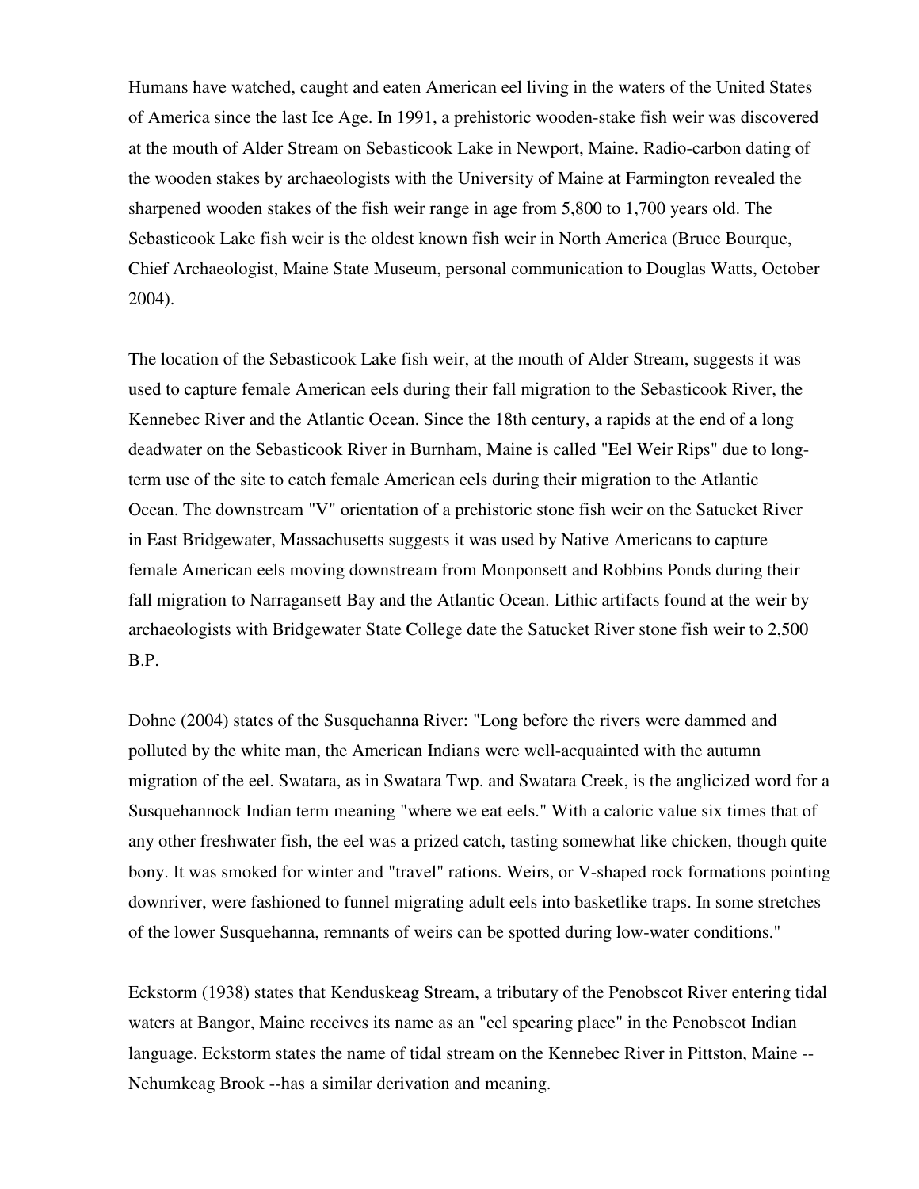Humans have watched, caught and eaten American eel living in the waters of the United States of America since the last Ice Age. In 1991, a prehistoric wooden-stake fish weir was discovered at the mouth of Alder Stream on Sebasticook Lake in Newport, Maine. Radio-carbon dating of the wooden stakes by archaeologists with the University of Maine at Farmington revealed the sharpened wooden stakes of the fish weir range in age from 5,800 to 1,700 years old. The Sebasticook Lake fish weir is the oldest known fish weir in North America (Bruce Bourque, Chief Archaeologist, Maine State Museum, personal communication to Douglas Watts, October 2004).

The location of the Sebasticook Lake fish weir, at the mouth of Alder Stream, suggests it was used to capture female American eels during their fall migration to the Sebasticook River, the Kennebec River and the Atlantic Ocean. Since the 18th century, a rapids at the end of a long deadwater on the Sebasticook River in Burnham, Maine is called "Eel Weir Rips" due to long-term use of the site to catch female American eels during their migration to the Atlantic Ocean. The downstream "V" orientation of a prehistoric stone fish weir on the Satucket River in East Bridgewater, Massachusetts suggests it was used by Native Americans to capture female American eels moving downstream from Monponsett and Robbins Ponds during their fall migration to Narragansett Bay and the Atlantic Ocean. Lithic artifacts found at the weir by archaeologists with Bridgewater State College date the Satucket River stone fish weir to 2,500 B.P.

Dohne (2004) states of the Susquehanna River: "Long before the rivers were dammed and polluted by the white man, the American Indians were well-acquainted with the autumn migration of the eel. Swatara, as in Swatara Twp. and Swatara Creek, is the anglicized word for a Susquehannock Indian term meaning "where we eat eels." With a caloric value six times that of any other freshwater fish, the eel was a prized catch, tasting somewhat like chicken, though quite bony. It was smoked for winter and "travel" rations. Weirs, or V-shaped rock formations pointing downriver, were fashioned to funnel migrating adult eels into basketlike traps. In some stretches of the lower Susquehanna, remnants of weirs can be spotted during low-water conditions."

Eckstorm (1938) states that Kenduskeag Stream, a tributary of the Penobscot River entering tidal waters at Bangor, Maine receives its name as an "eel spearing place" in the Penobscot Indian language. Eckstorm states the name of tidal stream on the Kennebec River in Pittston, Maine -- Nehumkeag Brook --has a similar derivation and meaning.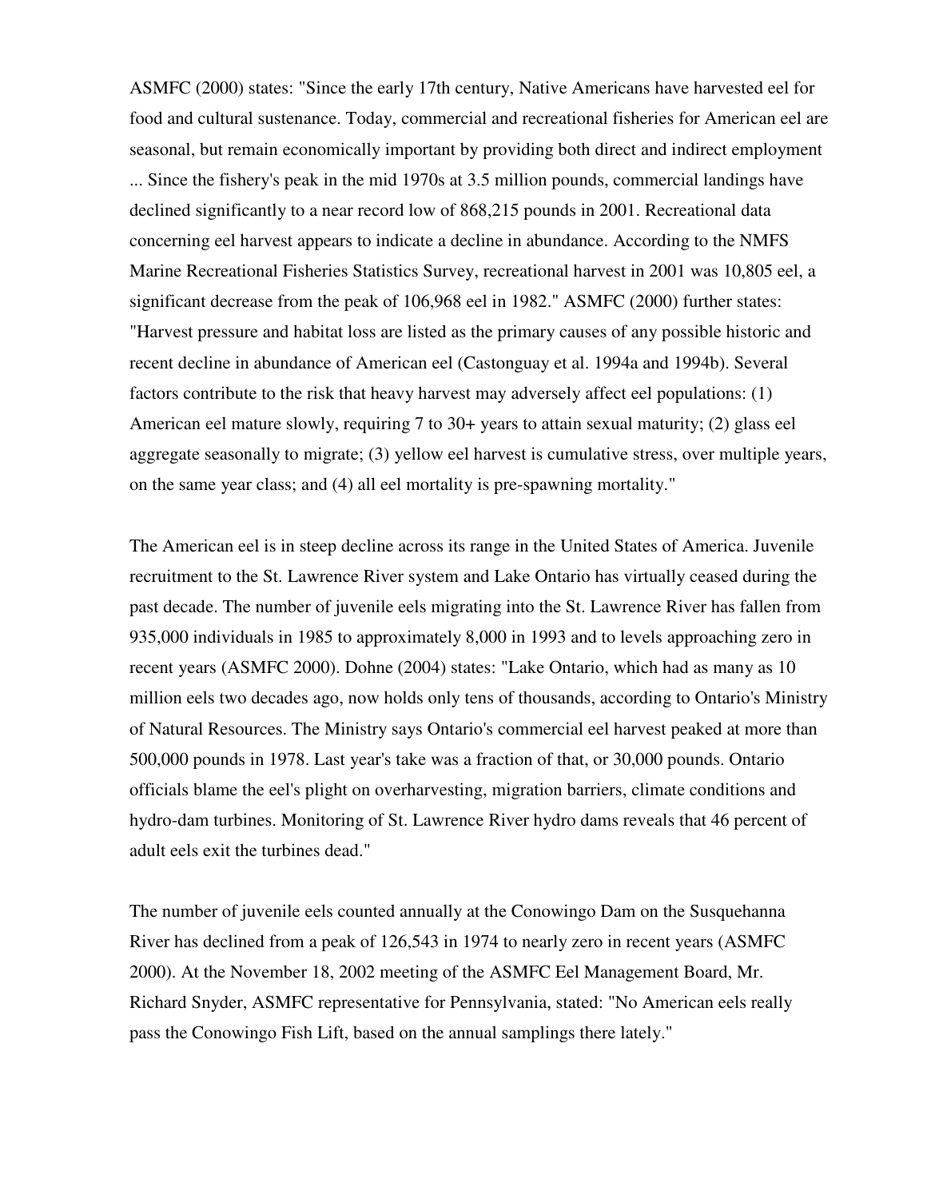ASMFC (2000) states: "Since the early 17th century, Native Americans have harvested eel for food and cultural sustenance. Today, commercial and recreational fisheries for American eel are seasonal, but remain economically important by providing both direct and indirect employment ... Since the fishery's peak in the mid 1970s at 3.5 million pounds, commercial landings have declined significantly to a near record low of 868,215 pounds in 2001. Recreational data concerning eel harvest appears to indicate a decline in abundance. According to the NMFS Marine Recreational Fisheries Statistics Survey, recreational harvest in 2001 was 10,805 eel, a significant decrease from the peak of 106,968 eel in 1982." ASMFC (2000) further states: "Harvest pressure and habitat loss are listed as the primary causes of any possible historic and recent decline in abundance of American eel (Castonguay et al. 1994a and 1994b). Several factors contribute to the risk that heavy harvest may adversely affect eel populations: (1) American eel mature slowly, requiring 7 to 30+ years to attain sexual maturity; (2) glass eel aggregate seasonally to migrate; (3) yellow eel harvest is cumulative stress, over multiple years, on the same year class; and (4) all eel mortality is pre-spawning mortality."

The American eel is in steep decline across its range in the United States of America. Juvenile recruitment to the St. Lawrence River system and Lake Ontario has virtually ceased during the past decade. The number of juvenile eels migrating into the St. Lawrence River has fallen from 935,000 individuals in 1985 to approximately 8,000 in 1993 and to levels approaching zero in recent years (ASMFC 2000). Dohne (2004) states: "Lake Ontario, which had as many as 10 million eels two decades ago, now holds only tens of thousands, according to Ontario's Ministry of Natural Resources. The Ministry says Ontario's commercial eel harvest peaked at more than 500,000 pounds in 1978. Last year's take was a fraction of that, or 30,000 pounds. Ontario officials blame the eel's plight on overharvesting, migration barriers, climate conditions and hydro-dam turbines. Monitoring of St. Lawrence River hydro dams reveals that 46 percent of adult eels exit the turbines dead."

The number of juvenile eels counted annually at the Conowingo Dam on the Susquehanna River has declined from a peak of 126,543 in 1974 to nearly zero in recent years (ASMFC 2000). At the November 18, 2002 meeting of the ASMFC Eel Management Board, Mr. Richard Snyder, ASMFC representative for Pennsylvania, stated: "No American eels really pass the Conowingo Fish Lift, based on the annual samplings there lately."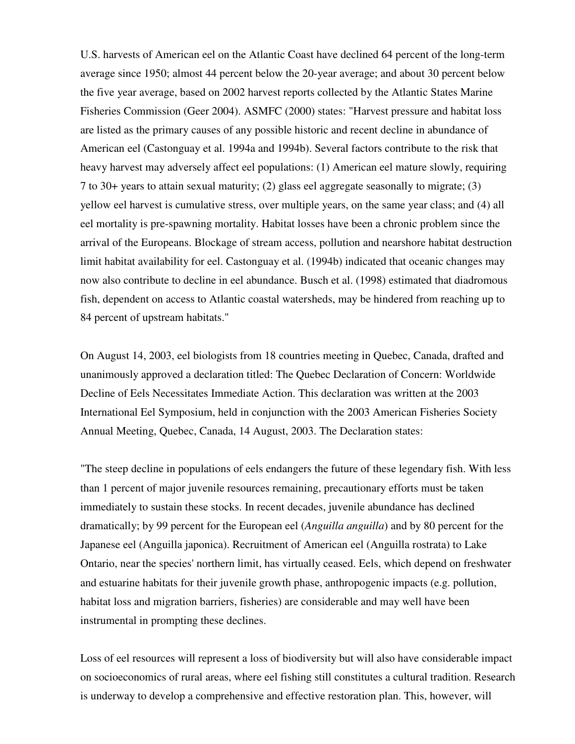U.S. harvests of American eel on the Atlantic Coast have declined 64 percent of the long-term average since 1950; almost 44 percent below the 20-year average; and about 30 percent below the five year average, based on 2002 harvest reports collected by the Atlantic States Marine Fisheries Commission (Geer 2004). ASMFC (2000) states: "Harvest pressure and habitat loss are listed as the primary causes of any possible historic and recent decline in abundance of American eel (Castonguay et al. 1994a and 1994b). Several factors contribute to the risk that heavy harvest may adversely affect eel populations: (1) American eel mature slowly, requiring 7 to 30+ years to attain sexual maturity; (2) glass eel aggregate seasonally to migrate; (3) yellow eel harvest is cumulative stress, over multiple years, on the same year class; and (4) all eel mortality is pre-spawning mortality. Habitat losses have been a chronic problem since the arrival of the Europeans. Blockage of stream access, pollution and nearshore habitat destruction limit habitat availability for eel. Castonguay et al. (1994b) indicated that oceanic changes may now also contribute to decline in eel abundance. Busch et al. (1998) estimated that diadromous fish, dependent on access to Atlantic coastal watersheds, may be hindered from reaching up to 84 percent of upstream habitats."

On August 14, 2003, eel biologists from 18 countries meeting in Quebec, Canada, drafted and unanimously approved a declaration titled: The Quebec Declaration of Concern: Worldwide Decline of Eels Necessitates Immediate Action. This declaration was written at the 2003 International Eel Symposium, held in conjunction with the 2003 American Fisheries Society Annual Meeting, Quebec, Canada, 14 August, 2003. The Declaration states:

"The steep decline in populations of eels endangers the future of these legendary fish. With less than 1 percent of major juvenile resources remaining, precautionary efforts must be taken immediately to sustain these stocks. In recent decades, juvenile abundance has declined dramatically; by 99 percent for the European eel (*Anguilla anguilla*) and by 80 percent for the Japanese eel (Anguilla japonica). Recruitment of American eel (Anguilla rostrata) to Lake Ontario, near the species' northern limit, has virtually ceased. Eels, which depend on freshwater and estuarine habitats for their juvenile growth phase, anthropogenic impacts (e.g. pollution, habitat loss and migration barriers, fisheries) are considerable and may well have been instrumental in prompting these declines.

Loss of eel resources will represent a loss of biodiversity but will also have considerable impact on socioeconomics of rural areas, where eel fishing still constitutes a cultural tradition. Research is underway to develop a comprehensive and effective restoration plan. This, however, will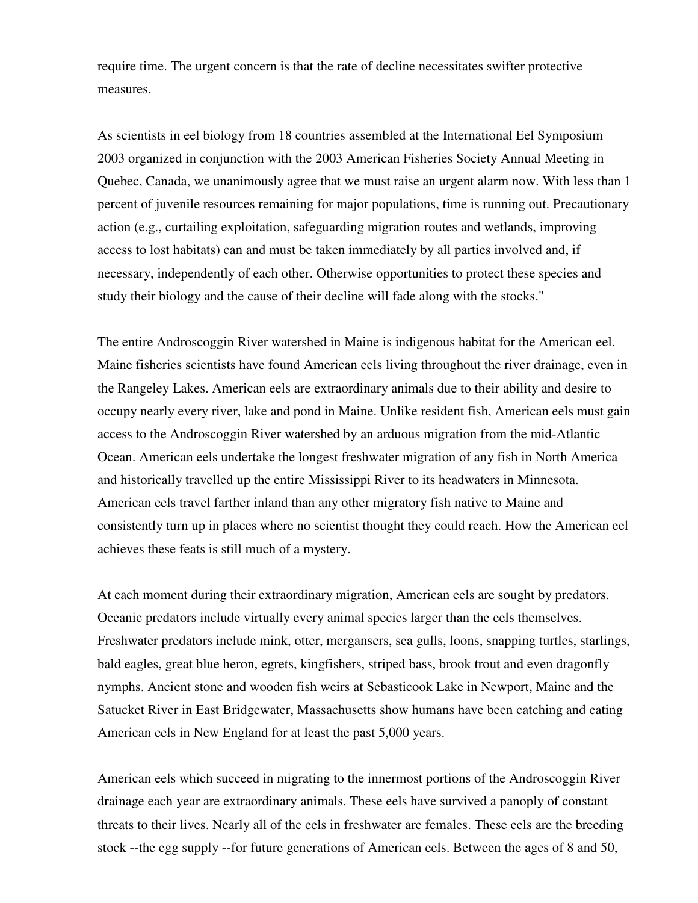require time. The urgent concern is that the rate of decline necessitates swifter protective measures.

As scientists in eel biology from 18 countries assembled at the International Eel Symposium 2003 organized in conjunction with the 2003 American Fisheries Society Annual Meeting in Quebec, Canada, we unanimously agree that we must raise an urgent alarm now. With less than 1 percent of juvenile resources remaining for major populations, time is running out. Precautionary action (e.g., curtailing exploitation, safeguarding migration routes and wetlands, improving access to lost habitats) can and must be taken immediately by all parties involved and, if necessary, independently of each other. Otherwise opportunities to protect these species and study their biology and the cause of their decline will fade along with the stocks."

The entire Androscoggin River watershed in Maine is indigenous habitat for the American eel. Maine fisheries scientists have found American eels living throughout the river drainage, even in the Rangeley Lakes. American eels are extraordinary animals due to their ability and desire to occupy nearly every river, lake and pond in Maine. Unlike resident fish, American eels must gain access to the Androscoggin River watershed by an arduous migration from the mid-Atlantic Ocean. American eels undertake the longest freshwater migration of any fish in North America and historically travelled up the entire Mississippi River to its headwaters in Minnesota. American eels travel farther inland than any other migratory fish native to Maine and consistently turn up in places where no scientist thought they could reach. How the American eel achieves these feats is still much of a mystery.

At each moment during their extraordinary migration, American eels are sought by predators. Oceanic predators include virtually every animal species larger than the eels themselves. Freshwater predators include mink, otter, mergansers, sea gulls, loons, snapping turtles, starlings, bald eagles, great blue heron, egrets, kingfishers, striped bass, brook trout and even dragonfly nymphs. Ancient stone and wooden fish weirs at Sebasticook Lake in Newport, Maine and the Satucket River in East Bridgewater, Massachusetts show humans have been catching and eating American eels in New England for at least the past 5,000 years.

American eels which succeed in migrating to the innermost portions of the Androscoggin River drainage each year are extraordinary animals. These eels have survived a panoply of constant threats to their lives. Nearly all of the eels in freshwater are females. These eels are the breeding stock --the egg supply --for future generations of American eels. Between the ages of 8 and 50,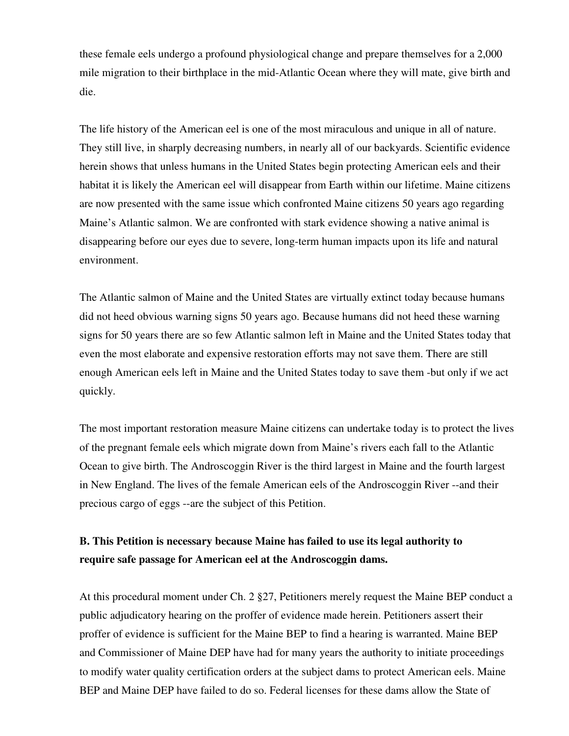these female eels undergo a profound physiological change and prepare themselves for a 2,000 mile migration to their birthplace in the mid-Atlantic Ocean where they will mate, give birth and die.

The life history of the American eel is one of the most miraculous and unique in all of nature. They still live, in sharply decreasing numbers, in nearly all of our backyards. Scientific evidence herein shows that unless humans in the United States begin protecting American eels and their habitat it is likely the American eel will disappear from Earth within our lifetime. Maine citizens are now presented with the same issue which confronted Maine citizens 50 years ago regarding Maine's Atlantic salmon. We are confronted with stark evidence showing a native animal is disappearing before our eyes due to severe, long-term human impacts upon its life and natural environment.

The Atlantic salmon of Maine and the United States are virtually extinct today because humans did not heed obvious warning signs 50 years ago. Because humans did not heed these warning signs for 50 years there are so few Atlantic salmon left in Maine and the United States today that even the most elaborate and expensive restoration efforts may not save them. There are still enough American eels left in Maine and the United States today to save them -but only if we act quickly.

The most important restoration measure Maine citizens can undertake today is to protect the lives of the pregnant female eels which migrate down from Maine's rivers each fall to the Atlantic Ocean to give birth. The Androscoggin River is the third largest in Maine and the fourth largest in New England. The lives of the female American eels of the Androscoggin River --and their precious cargo of eggs --are the subject of this Petition.

### B. This Petition is necessary because Maine has failed to use its legal authority to require safe passage for American eel at the Androscoggin dams.

At this procedural moment under Ch. 2 §27, Petitioners merely request the Maine BEP conduct a public adjudicatory hearing on the proffer of evidence made herein. Petitioners assert their proffer of evidence is sufficient for the Maine BEP to find a hearing is warranted. Maine BEP and Commissioner of Maine DEP have had for many years the authority to initiate proceedings to modify water quality certification orders at the subject dams to protect American eels. Maine BEP and Maine DEP have failed to do so. Federal licenses for these dams allow the State of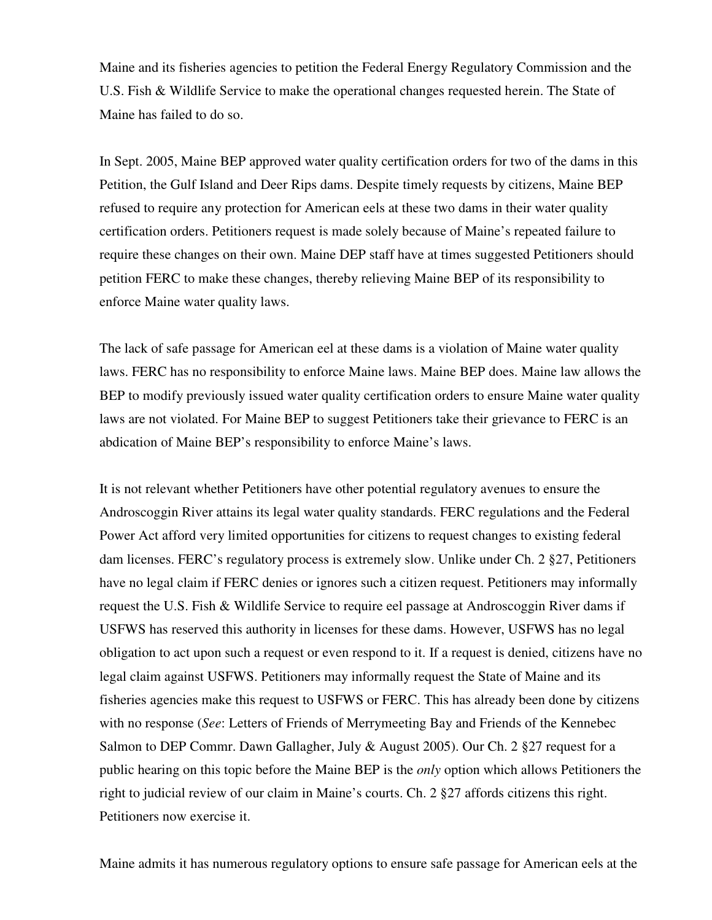Maine and its fisheries agencies to petition the Federal Energy Regulatory Commission and the U.S. Fish & Wildlife Service to make the operational changes requested herein. The State of Maine has failed to do so.

In Sept. 2005, Maine BEP approved water quality certification orders for two of the dams in this Petition, the Gulf Island and Deer Rips dams. Despite timely requests by citizens, Maine BEP refused to require any protection for American eels at these two dams in their water quality certification orders. Petitioners request is made solely because of Maine's repeated failure to require these changes on their own. Maine DEP staff have at times suggested Petitioners should petition FERC to make these changes, thereby relieving Maine BEP of its responsibility to enforce Maine water quality laws.

The lack of safe passage for American eel at these dams is a violation of Maine water quality laws. FERC has no responsibility to enforce Maine laws. Maine BEP does. Maine law allows the BEP to modify previously issued water quality certification orders to ensure Maine water quality laws are not violated. For Maine BEP to suggest Petitioners take their grievance to FERC is an abdication of Maine BEP's responsibility to enforce Maine's laws.

It is not relevant whether Petitioners have other potential regulatory avenues to ensure the Androscoggin River attains its legal water quality standards. FERC regulations and the Federal Power Act afford very limited opportunities for citizens to request changes to existing federal dam licenses. FERC's regulatory process is extremely slow. Unlike under Ch. 2 §27, Petitioners have no legal claim if FERC denies or ignores such a citizen request. Petitioners may informally request the U.S. Fish & Wildlife Service to require eel passage at Androscoggin River dams if USFWS has reserved this authority in licenses for these dams. However, USFWS has no legal obligation to act upon such a request or even respond to it. If a request is denied, citizens have no legal claim against USFWS. Petitioners may informally request the State of Maine and its fisheries agencies make this request to USFWS or FERC. This has already been done by citizens with no response (*See*: Letters of Friends of Merrymeeting Bay and Friends of the Kennebec Salmon to DEP Commr. Dawn Gallagher, July & August 2005). Our Ch. 2 §27 request for a public hearing on this topic before the Maine BEP is the *only* option which allows Petitioners the right to judicial review of our claim in Maine's courts. Ch. 2 §27 affords citizens this right. Petitioners now exercise it.

Maine admits it has numerous regulatory options to ensure safe passage for American eels at the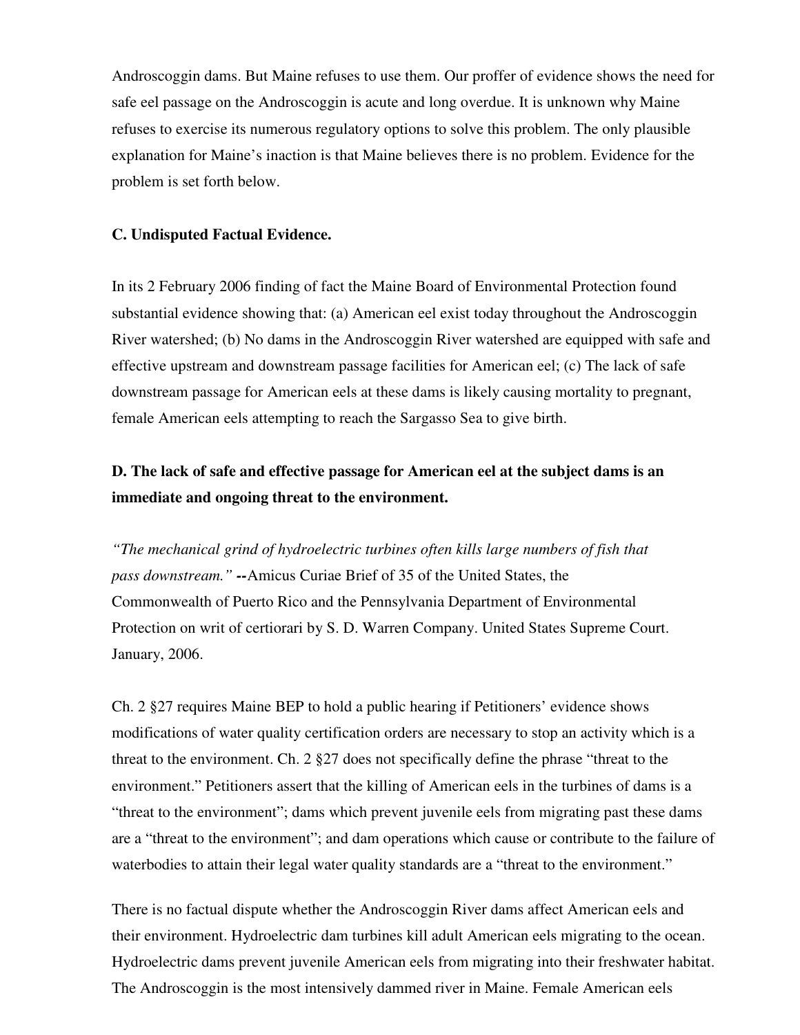Androscoggin dams. But Maine refuses to use them. Our proffer of evidence shows the need for safe eel passage on the Androscoggin is acute and long overdue. It is unknown why Maine refuses to exercise its numerous regulatory options to solve this problem. The only plausible explanation for Maine's inaction is that Maine believes there is no problem. Evidence for the problem is set forth below.

**C. Undisputed Factual Evidence.**

In its 2 February 2006 finding of fact the Maine Board of Environmental Protection found substantial evidence showing that: (a) American eel exist today throughout the Androscoggin River watershed; (b) No dams in the Androscoggin River watershed are equipped with safe and effective upstream and downstream passage facilities for American eel; (c) The lack of safe downstream passage for American eels at these dams is likely causing mortality to pregnant, female American eels attempting to reach the Sargasso Sea to give birth.

**D. The lack of safe and effective passage for American eel at the subject dams is an immediate and ongoing threat to the environment.**

*"The mechanical grind of hydroelectric turbines often kills large numbers of fish that pass downstream."* **--**Amicus Curiae Brief of 35 of the United States, the Commonwealth of Puerto Rico and the Pennsylvania Department of Environmental Protection on writ of certiorari by S. D. Warren Company. United States Supreme Court. January, 2006.

Ch. 2 §27 requires Maine BEP to hold a public hearing if Petitioners' evidence shows modifications of water quality certification orders are necessary to stop an activity which is a threat to the environment. Ch. 2 §27 does not specifically define the phrase "threat to the environment." Petitioners assert that the killing of American eels in the turbines of dams is a "threat to the environment"; dams which prevent juvenile eels from migrating past these dams are a "threat to the environment"; and dam operations which cause or contribute to the failure of waterbodies to attain their legal water quality standards are a "threat to the environment."

There is no factual dispute whether the Androscoggin River dams affect American eels and their environment. Hydroelectric dam turbines kill adult American eels migrating to the ocean. Hydroelectric dams prevent juvenile American eels from migrating into their freshwater habitat. The Androscoggin is the most intensively dammed river in Maine. Female American eels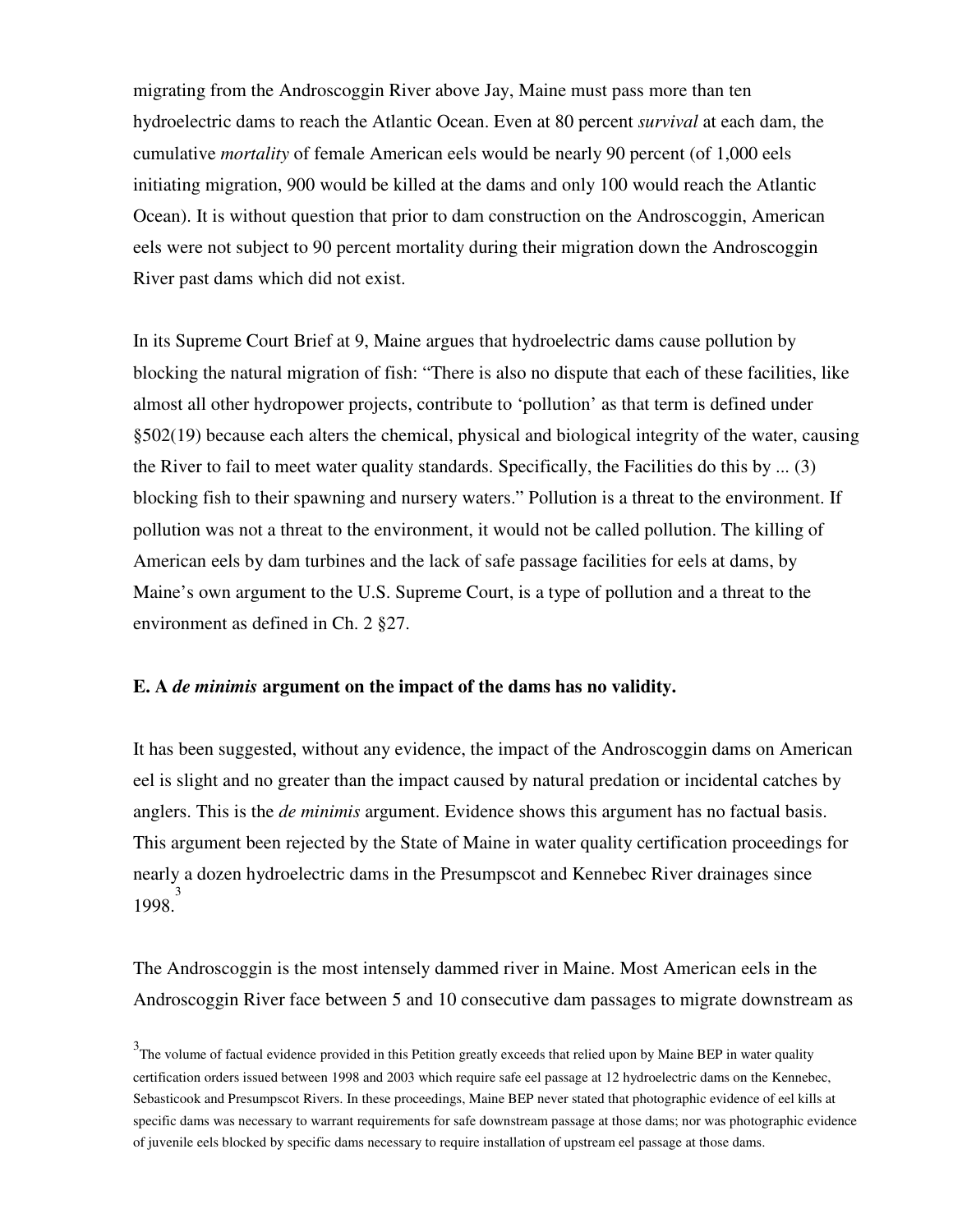migrating from the Androscoggin River above Jay, Maine must pass more than ten hydroelectric dams to reach the Atlantic Ocean. Even at 80 percent *survival* at each dam, the cumulative *mortality* of female American eels would be nearly 90 percent (of 1,000 eels initiating migration, 900 would be killed at the dams and only 100 would reach the Atlantic Ocean). It is without question that prior to dam construction on the Androscoggin, American eels were not subject to 90 percent mortality during their migration down the Androscoggin River past dams which did not exist.

In its Supreme Court Brief at 9, Maine argues that hydroelectric dams cause pollution by blocking the natural migration of fish: "There is also no dispute that each of these facilities, like almost all other hydropower projects, contribute to 'pollution' as that term is defined under §502(19) because each alters the chemical, physical and biological integrity of the water, causing the River to fail to meet water quality standards. Specifically, the Facilities do this by ... (3) blocking fish to their spawning and nursery waters." Pollution is a threat to the environment. If pollution was not a threat to the environment, it would not be called pollution. The killing of American eels by dam turbines and the lack of safe passage facilities for eels at dams, by Maine's own argument to the U.S. Supreme Court, is a type of pollution and a threat to the environment as defined in Ch. 2 §27.

**E. A *de minimis* argument on the impact of the dams has no validity.**

It has been suggested, without any evidence, the impact of the Androscoggin dams on American eel is slight and no greater than the impact caused by natural predation or incidental catches by anglers. This is the *de minimis* argument. Evidence shows this argument has no factual basis. This argument been rejected by the State of Maine in water quality certification proceedings for nearly a dozen hydroelectric dams in the Presumpscot and Kennebec River drainages since 1998.[3]

The Androscoggin is the most intensely dammed river in Maine. Most American eels in the Androscoggin River face between 5 and 10 consecutive dam passages to migrate downstream as

[3] The volume of factual evidence provided in this Petition greatly exceeds that relied upon by Maine BEP in water quality certification orders issued between 1998 and 2003 which require safe eel passage at 12 hydroelectric dams on the Kennebec, Sebasticook and Presumpscot Rivers. In these proceedings, Maine BEP never stated that photographic evidence of eel kills at specific dams was necessary to warrant requirements for safe downstream passage at those dams; nor was photographic evidence of juvenile eels blocked by specific dams necessary to require installation of upstream eel passage at those dams.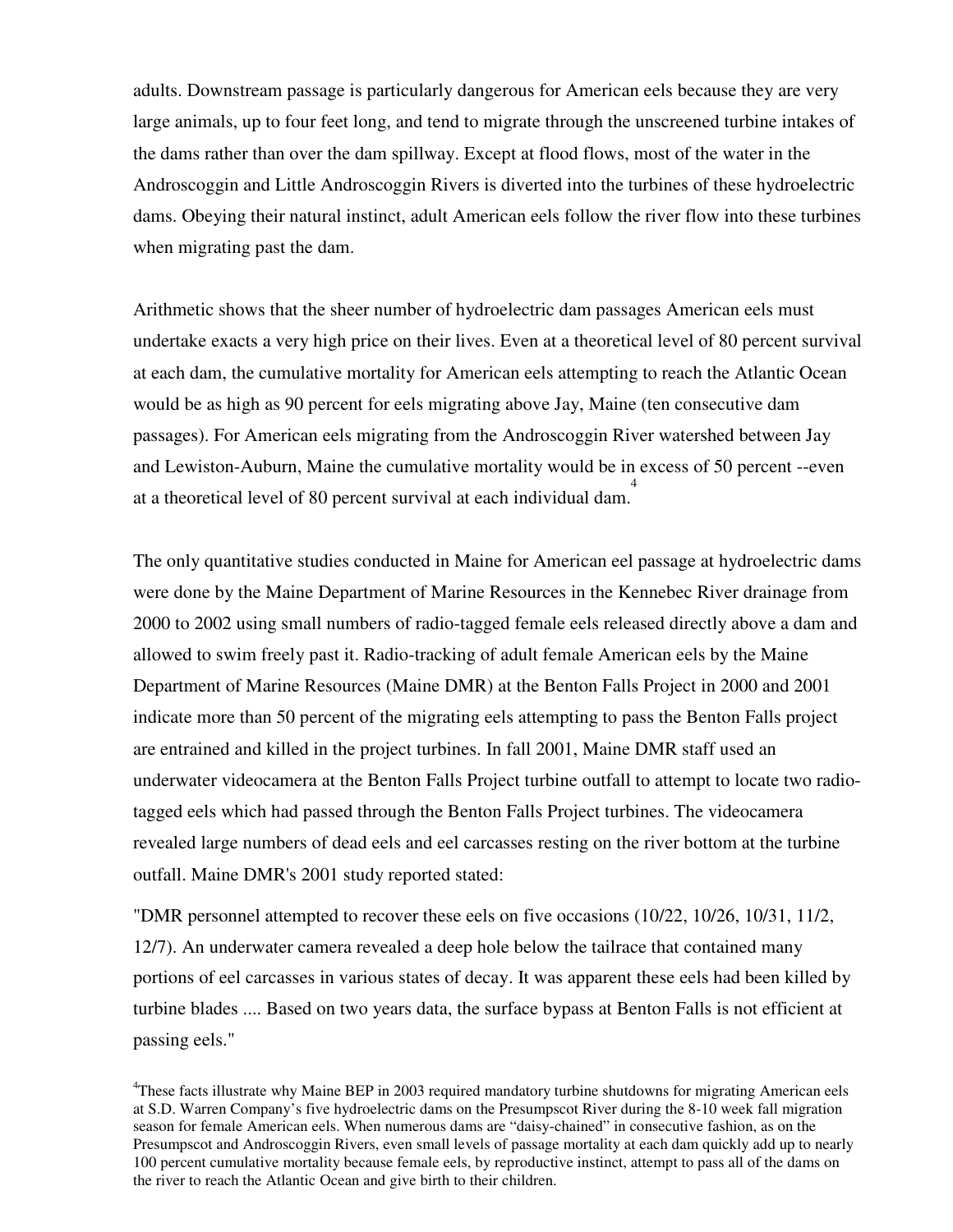adults. Downstream passage is particularly dangerous for American eels because they are very large animals, up to four feet long, and tend to migrate through the unscreened turbine intakes of the dams rather than over the dam spillway. Except at flood flows, most of the water in the Androscoggin and Little Androscoggin Rivers is diverted into the turbines of these hydroelectric dams. Obeying their natural instinct, adult American eels follow the river flow into these turbines when migrating past the dam.

Arithmetic shows that the sheer number of hydroelectric dam passages American eels must undertake exacts a very high price on their lives. Even at a theoretical level of 80 percent survival at each dam, the cumulative mortality for American eels attempting to reach the Atlantic Ocean would be as high as 90 percent for eels migrating above Jay, Maine (ten consecutive dam passages). For American eels migrating from the Androscoggin River watershed between Jay and Lewiston-Auburn, Maine the cumulative mortality would be in excess of 50 percent --even at a theoretical level of 80 percent survival at each individual dam.[4]

The only quantitative studies conducted in Maine for American eel passage at hydroelectric dams were done by the Maine Department of Marine Resources in the Kennebec River drainage from 2000 to 2002 using small numbers of radio-tagged female eels released directly above a dam and allowed to swim freely past it. Radio-tracking of adult female American eels by the Maine Department of Marine Resources (Maine DMR) at the Benton Falls Project in 2000 and 2001 indicate more than 50 percent of the migrating eels attempting to pass the Benton Falls project are entrained and killed in the project turbines. In fall 2001, Maine DMR staff used an underwater videocamera at the Benton Falls Project turbine outfall to attempt to locate two radio-tagged eels which had passed through the Benton Falls Project turbines. The videocamera revealed large numbers of dead eels and eel carcasses resting on the river bottom at the turbine outfall. Maine DMR's 2001 study reported stated:

"DMR personnel attempted to recover these eels on five occasions (10/22, 10/26, 10/31, 11/2, 12/7). An underwater camera revealed a deep hole below the tailrace that contained many portions of eel carcasses in various states of decay. It was apparent these eels had been killed by turbine blades .... Based on two years data, the surface bypass at Benton Falls is not efficient at passing eels."

[4]These facts illustrate why Maine BEP in 2003 required mandatory turbine shutdowns for migrating American eels at S.D. Warren Company's five hydroelectric dams on the Presumpscot River during the 8-10 week fall migration season for female American eels. When numerous dams are "daisy-chained" in consecutive fashion, as on the Presumpscot and Androscoggin Rivers, even small levels of passage mortality at each dam quickly add up to nearly 100 percent cumulative mortality because female eels, by reproductive instinct, attempt to pass all of the dams on the river to reach the Atlantic Ocean and give birth to their children.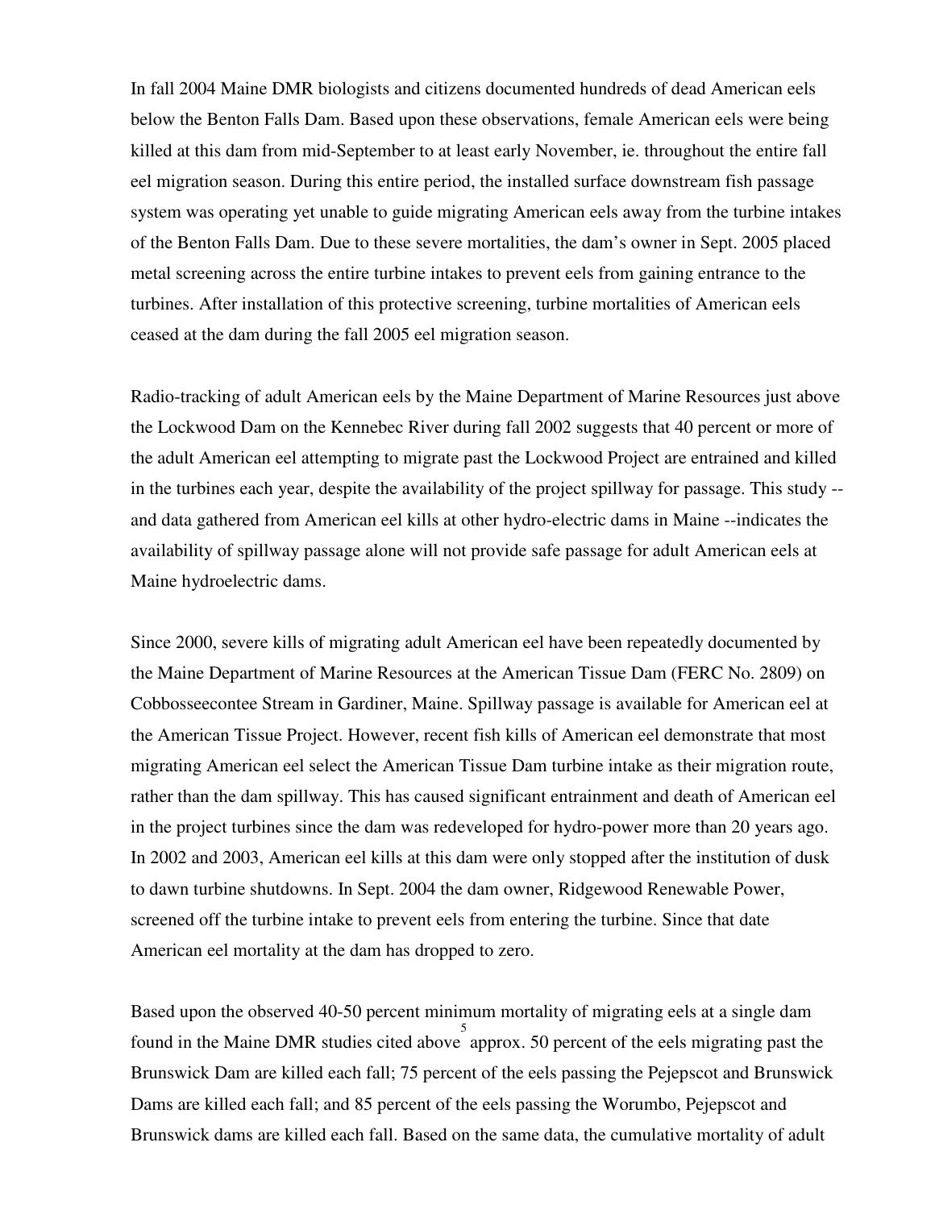In fall 2004 Maine DMR biologists and citizens documented hundreds of dead American eels below the Benton Falls Dam. Based upon these observations, female American eels were being killed at this dam from mid-September to at least early November, ie. throughout the entire fall eel migration season. During this entire period, the installed surface downstream fish passage system was operating yet unable to guide migrating American eels away from the turbine intakes of the Benton Falls Dam. Due to these severe mortalities, the dam's owner in Sept. 2005 placed metal screening across the entire turbine intakes to prevent eels from gaining entrance to the turbines. After installation of this protective screening, turbine mortalities of American eels ceased at the dam during the fall 2005 eel migration season.

Radio-tracking of adult American eels by the Maine Department of Marine Resources just above the Lockwood Dam on the Kennebec River during fall 2002 suggests that 40 percent or more of the adult American eel attempting to migrate past the Lockwood Project are entrained and killed in the turbines each year, despite the availability of the project spillway for passage. This study -- and data gathered from American eel kills at other hydro-electric dams in Maine --indicates the availability of spillway passage alone will not provide safe passage for adult American eels at Maine hydroelectric dams.

Since 2000, severe kills of migrating adult American eel have been repeatedly documented by the Maine Department of Marine Resources at the American Tissue Dam (FERC No. 2809) on Cobbosseecontee Stream in Gardiner, Maine. Spillway passage is available for American eel at the American Tissue Project. However, recent fish kills of American eel demonstrate that most migrating American eel select the American Tissue Dam turbine intake as their migration route, rather than the dam spillway. This has caused significant entrainment and death of American eel in the project turbines since the dam was redeveloped for hydro-power more than 20 years ago. In 2002 and 2003, American eel kills at this dam were only stopped after the institution of dusk to dawn turbine shutdowns. In Sept. 2004 the dam owner, Ridgewood Renewable Power, screened off the turbine intake to prevent eels from entering the turbine. Since that date American eel mortality at the dam has dropped to zero.

Based upon the observed 40-50 percent minimum mortality of migrating eels at a single dam found in the Maine DMR studies cited above[5] approx. 50 percent of the eels migrating past the Brunswick Dam are killed each fall; 75 percent of the eels passing the Pejepscot and Brunswick Dams are killed each fall; and 85 percent of the eels passing the Worumbo, Pejepscot and Brunswick dams are killed each fall. Based on the same data, the cumulative mortality of adult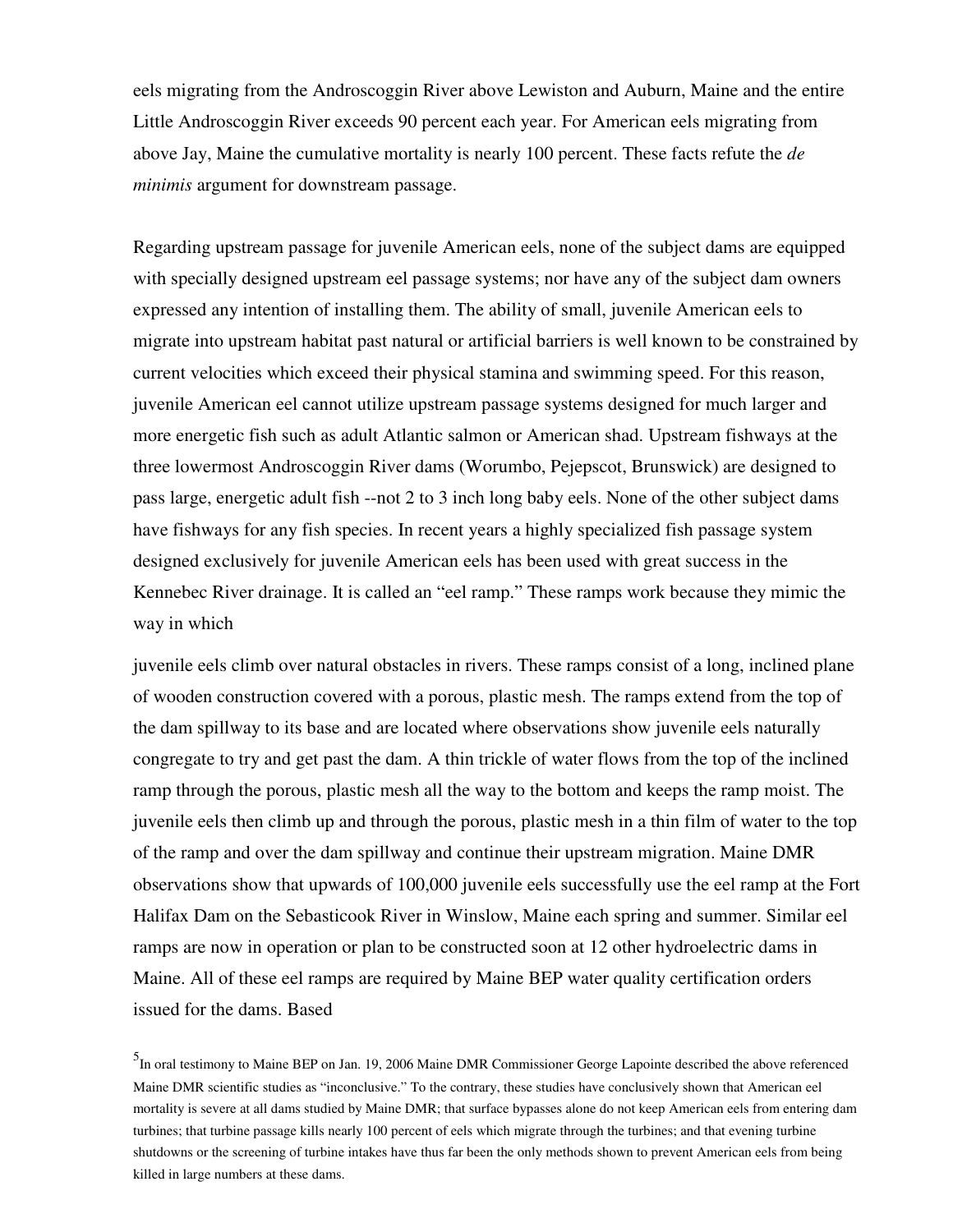eels migrating from the Androscoggin River above Lewiston and Auburn, Maine and the entire Little Androscoggin River exceeds 90 percent each year. For American eels migrating from above Jay, Maine the cumulative mortality is nearly 100 percent. These facts refute the *de minimis* argument for downstream passage.

Regarding upstream passage for juvenile American eels, none of the subject dams are equipped with specially designed upstream eel passage systems; nor have any of the subject dam owners expressed any intention of installing them. The ability of small, juvenile American eels to migrate into upstream habitat past natural or artificial barriers is well known to be constrained by current velocities which exceed their physical stamina and swimming speed. For this reason, juvenile American eel cannot utilize upstream passage systems designed for much larger and more energetic fish such as adult Atlantic salmon or American shad. Upstream fishways at the three lowermost Androscoggin River dams (Worumbo, Pejepscot, Brunswick) are designed to pass large, energetic adult fish --not 2 to 3 inch long baby eels. None of the other subject dams have fishways for any fish species. In recent years a highly specialized fish passage system designed exclusively for juvenile American eels has been used with great success in the Kennebec River drainage. It is called an "eel ramp." These ramps work because they mimic the way in which

juvenile eels climb over natural obstacles in rivers. These ramps consist of a long, inclined plane of wooden construction covered with a porous, plastic mesh. The ramps extend from the top of the dam spillway to its base and are located where observations show juvenile eels naturally congregate to try and get past the dam. A thin trickle of water flows from the top of the inclined ramp through the porous, plastic mesh all the way to the bottom and keeps the ramp moist. The juvenile eels then climb up and through the porous, plastic mesh in a thin film of water to the top of the ramp and over the dam spillway and continue their upstream migration. Maine DMR observations show that upwards of 100,000 juvenile eels successfully use the eel ramp at the Fort Halifax Dam on the Sebasticook River in Winslow, Maine each spring and summer. Similar eel ramps are now in operation or plan to be constructed soon at 12 other hydroelectric dams in Maine. All of these eel ramps are required by Maine BEP water quality certification orders issued for the dams. Based

[5] In oral testimony to Maine BEP on Jan. 19, 2006 Maine DMR Commissioner George Lapointe described the above referenced Maine DMR scientific studies as "inconclusive." To the contrary, these studies have conclusively shown that American eel mortality is severe at all dams studied by Maine DMR; that surface bypasses alone do not keep American eels from entering dam turbines; that turbine passage kills nearly 100 percent of eels which migrate through the turbines; and that evening turbine shutdowns or the screening of turbine intakes have thus far been the only methods shown to prevent American eels from being killed in large numbers at these dams.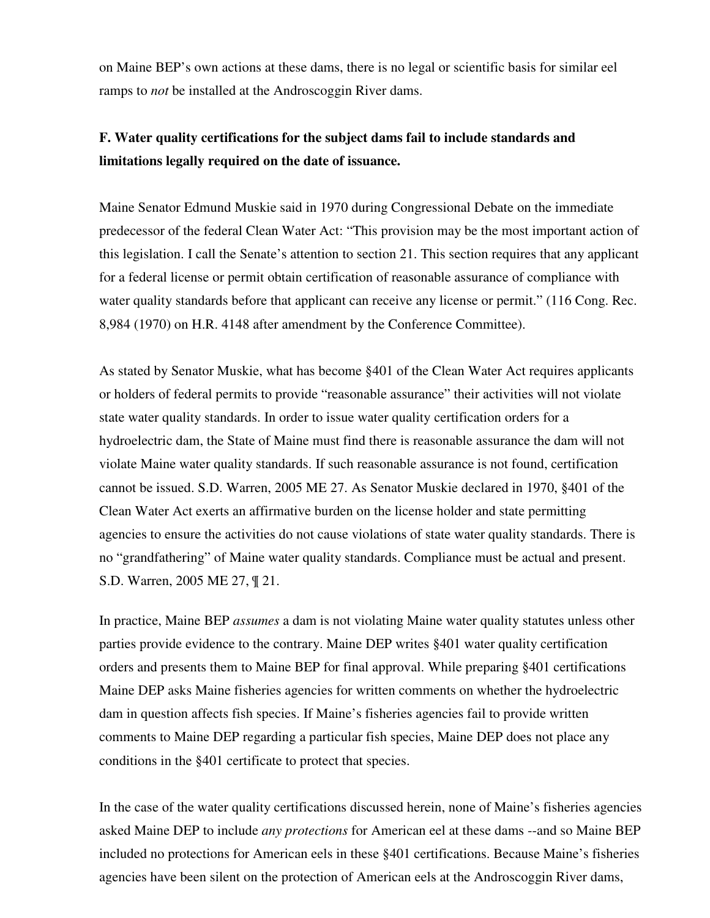on Maine BEP's own actions at these dams, there is no legal or scientific basis for similar eel ramps to *not* be installed at the Androscoggin River dams.

**F. Water quality certifications for the subject dams fail to include standards and limitations legally required on the date of issuance.**

Maine Senator Edmund Muskie said in 1970 during Congressional Debate on the immediate predecessor of the federal Clean Water Act: "This provision may be the most important action of this legislation. I call the Senate's attention to section 21. This section requires that any applicant for a federal license or permit obtain certification of reasonable assurance of compliance with water quality standards before that applicant can receive any license or permit." (116 Cong. Rec. 8,984 (1970) on H.R. 4148 after amendment by the Conference Committee).

As stated by Senator Muskie, what has become §401 of the Clean Water Act requires applicants or holders of federal permits to provide "reasonable assurance" their activities will not violate state water quality standards. In order to issue water quality certification orders for a hydroelectric dam, the State of Maine must find there is reasonable assurance the dam will not violate Maine water quality standards. If such reasonable assurance is not found, certification cannot be issued. S.D. Warren, 2005 ME 27. As Senator Muskie declared in 1970, §401 of the Clean Water Act exerts an affirmative burden on the license holder and state permitting agencies to ensure the activities do not cause violations of state water quality standards. There is no "grandfathering" of Maine water quality standards. Compliance must be actual and present. S.D. Warren, 2005 ME 27, ¶ 21.

In practice, Maine BEP *assumes* a dam is not violating Maine water quality statutes unless other parties provide evidence to the contrary. Maine DEP writes §401 water quality certification orders and presents them to Maine BEP for final approval. While preparing §401 certifications Maine DEP asks Maine fisheries agencies for written comments on whether the hydroelectric dam in question affects fish species. If Maine's fisheries agencies fail to provide written comments to Maine DEP regarding a particular fish species, Maine DEP does not place any conditions in the §401 certificate to protect that species.

In the case of the water quality certifications discussed herein, none of Maine's fisheries agencies asked Maine DEP to include *any protections* for American eel at these dams --and so Maine BEP included no protections for American eels in these §401 certifications. Because Maine's fisheries agencies have been silent on the protection of American eels at the Androscoggin River dams,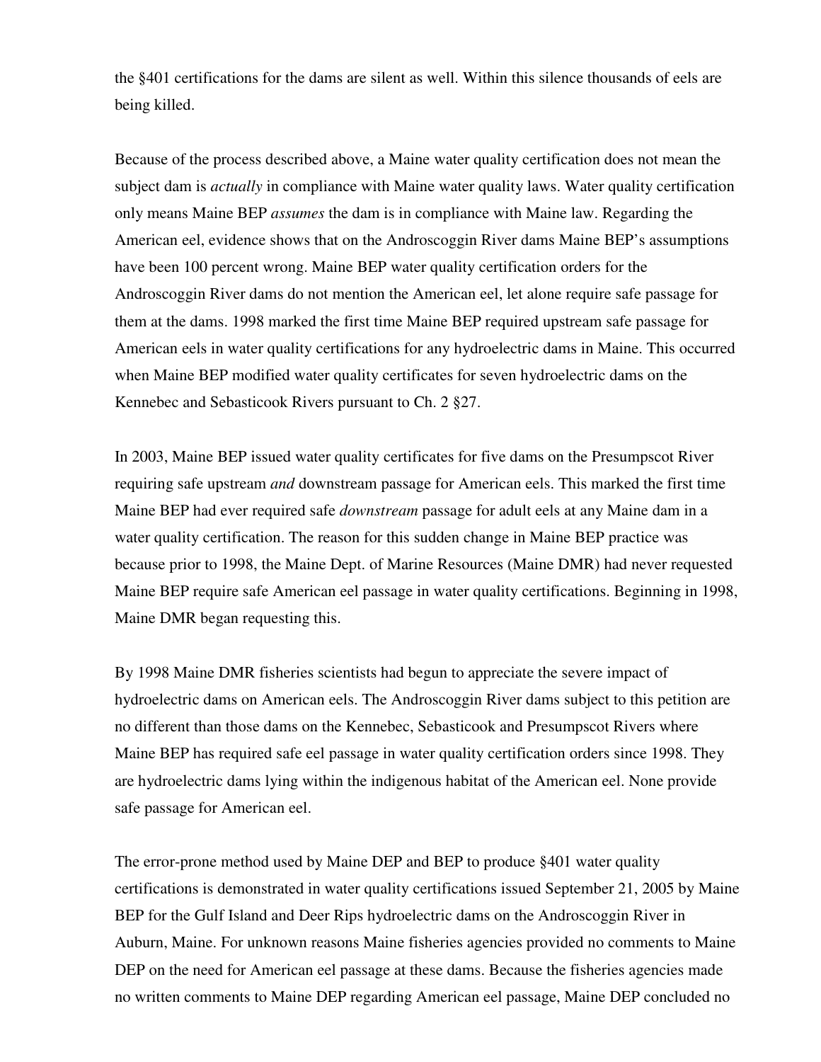the §401 certifications for the dams are silent as well. Within this silence thousands of eels are being killed.

Because of the process described above, a Maine water quality certification does not mean the subject dam is *actually* in compliance with Maine water quality laws. Water quality certification only means Maine BEP *assumes* the dam is in compliance with Maine law. Regarding the American eel, evidence shows that on the Androscoggin River dams Maine BEP's assumptions have been 100 percent wrong. Maine BEP water quality certification orders for the Androscoggin River dams do not mention the American eel, let alone require safe passage for them at the dams. 1998 marked the first time Maine BEP required upstream safe passage for American eels in water quality certifications for any hydroelectric dams in Maine. This occurred when Maine BEP modified water quality certificates for seven hydroelectric dams on the Kennebec and Sebasticook Rivers pursuant to Ch. 2 §27.

In 2003, Maine BEP issued water quality certificates for five dams on the Presumpscot River requiring safe upstream *and* downstream passage for American eels. This marked the first time Maine BEP had ever required safe *downstream* passage for adult eels at any Maine dam in a water quality certification. The reason for this sudden change in Maine BEP practice was because prior to 1998, the Maine Dept. of Marine Resources (Maine DMR) had never requested Maine BEP require safe American eel passage in water quality certifications. Beginning in 1998, Maine DMR began requesting this.

By 1998 Maine DMR fisheries scientists had begun to appreciate the severe impact of hydroelectric dams on American eels. The Androscoggin River dams subject to this petition are no different than those dams on the Kennebec, Sebasticook and Presumpscot Rivers where Maine BEP has required safe eel passage in water quality certification orders since 1998. They are hydroelectric dams lying within the indigenous habitat of the American eel. None provide safe passage for American eel.

The error-prone method used by Maine DEP and BEP to produce §401 water quality certifications is demonstrated in water quality certifications issued September 21, 2005 by Maine BEP for the Gulf Island and Deer Rips hydroelectric dams on the Androscoggin River in Auburn, Maine. For unknown reasons Maine fisheries agencies provided no comments to Maine DEP on the need for American eel passage at these dams. Because the fisheries agencies made no written comments to Maine DEP regarding American eel passage, Maine DEP concluded no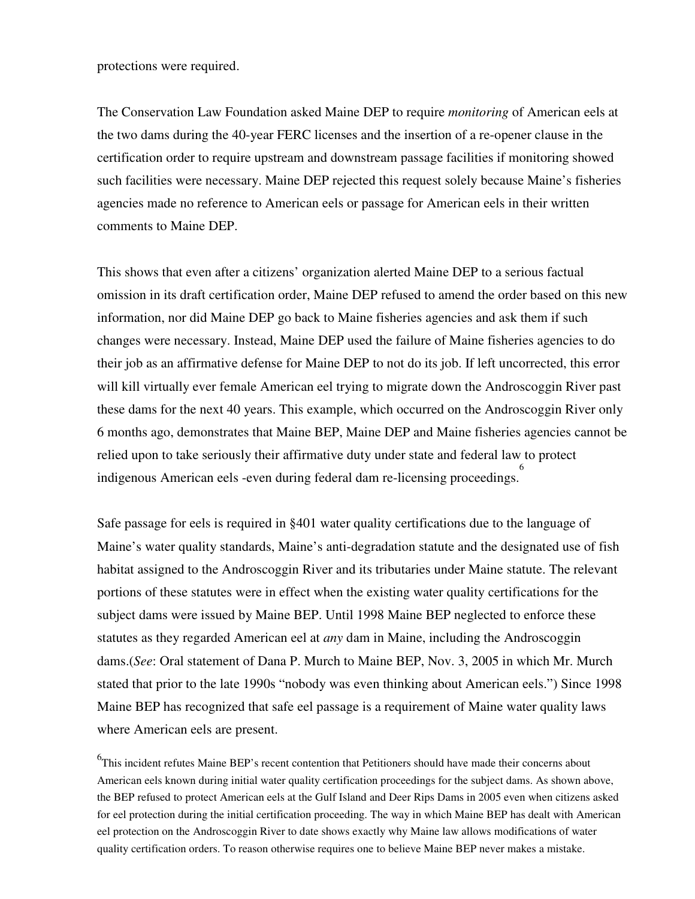protections were required.

The Conservation Law Foundation asked Maine DEP to require *monitoring* of American eels at the two dams during the 40-year FERC licenses and the insertion of a re-opener clause in the certification order to require upstream and downstream passage facilities if monitoring showed such facilities were necessary. Maine DEP rejected this request solely because Maine's fisheries agencies made no reference to American eels or passage for American eels in their written comments to Maine DEP.

This shows that even after a citizens' organization alerted Maine DEP to a serious factual omission in its draft certification order, Maine DEP refused to amend the order based on this new information, nor did Maine DEP go back to Maine fisheries agencies and ask them if such changes were necessary. Instead, Maine DEP used the failure of Maine fisheries agencies to do their job as an affirmative defense for Maine DEP to not do its job. If left uncorrected, this error will kill virtually ever female American eel trying to migrate down the Androscoggin River past these dams for the next 40 years. This example, which occurred on the Androscoggin River only 6 months ago, demonstrates that Maine BEP, Maine DEP and Maine fisheries agencies cannot be relied upon to take seriously their affirmative duty under state and federal law to protect indigenous American eels -even during federal dam re-licensing proceedings.[6]

Safe passage for eels is required in §401 water quality certifications due to the language of Maine's water quality standards, Maine's anti-degradation statute and the designated use of fish habitat assigned to the Androscoggin River and its tributaries under Maine statute. The relevant portions of these statutes were in effect when the existing water quality certifications for the subject dams were issued by Maine BEP. Until 1998 Maine BEP neglected to enforce these statutes as they regarded American eel at *any* dam in Maine, including the Androscoggin dams.(*See*: Oral statement of Dana P. Murch to Maine BEP, Nov. 3, 2005 in which Mr. Murch stated that prior to the late 1990s "nobody was even thinking about American eels.") Since 1998 Maine BEP has recognized that safe eel passage is a requirement of Maine water quality laws where American eels are present.

[6]This incident refutes Maine BEP's recent contention that Petitioners should have made their concerns about American eels known during initial water quality certification proceedings for the subject dams. As shown above, the BEP refused to protect American eels at the Gulf Island and Deer Rips Dams in 2005 even when citizens asked for eel protection during the initial certification proceeding. The way in which Maine BEP has dealt with American eel protection on the Androscoggin River to date shows exactly why Maine law allows modifications of water quality certification orders. To reason otherwise requires one to believe Maine BEP never makes a mistake.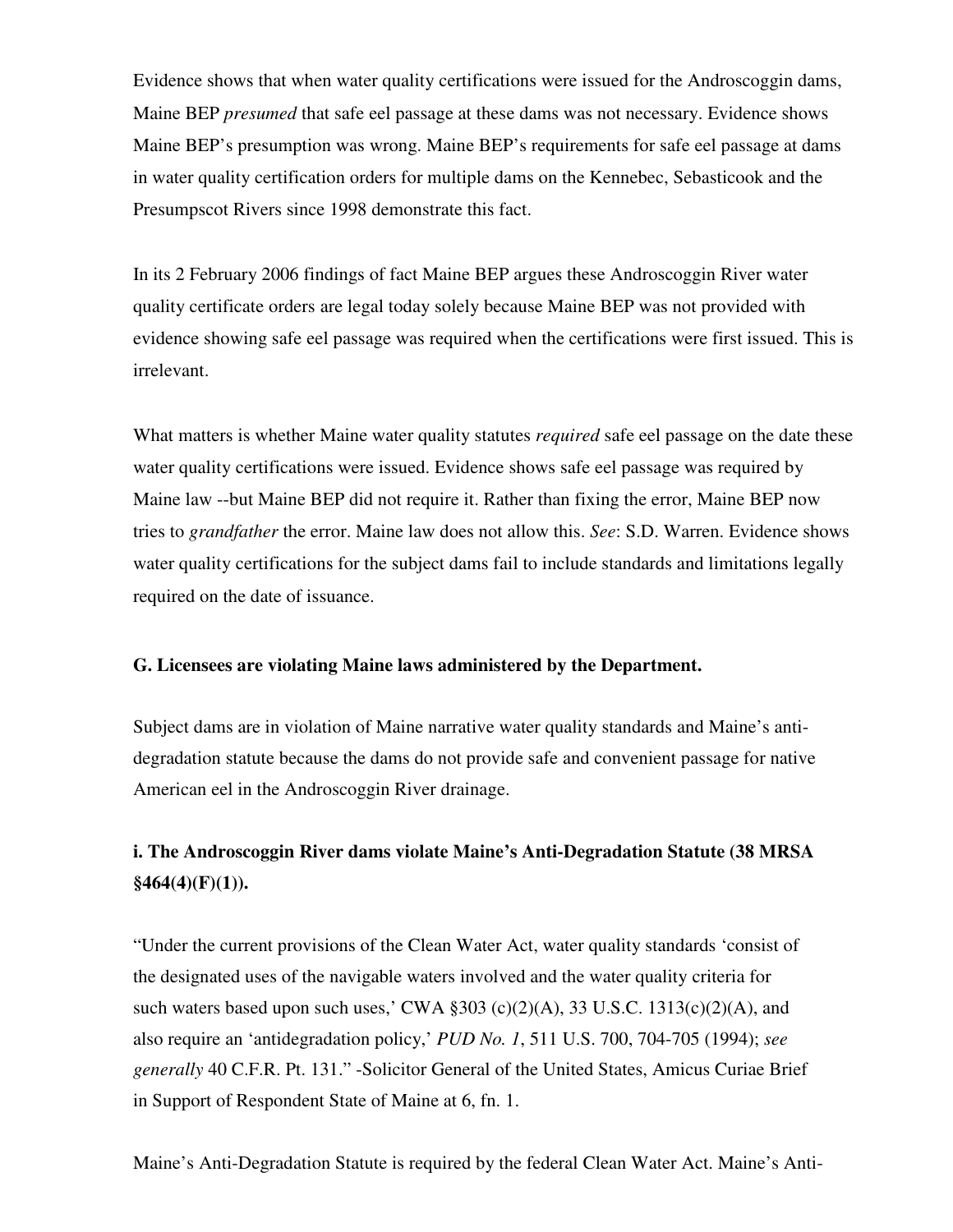Evidence shows that when water quality certifications were issued for the Androscoggin dams, Maine BEP *presumed* that safe eel passage at these dams was not necessary. Evidence shows Maine BEP's presumption was wrong. Maine BEP's requirements for safe eel passage at dams in water quality certification orders for multiple dams on the Kennebec, Sebasticook and the Presumpscot Rivers since 1998 demonstrate this fact.

In its 2 February 2006 findings of fact Maine BEP argues these Androscoggin River water quality certificate orders are legal today solely because Maine BEP was not provided with evidence showing safe eel passage was required when the certifications were first issued. This is irrelevant.

What matters is whether Maine water quality statutes *required* safe eel passage on the date these water quality certifications were issued. Evidence shows safe eel passage was required by Maine law --but Maine BEP did not require it. Rather than fixing the error, Maine BEP now tries to *grandfather* the error. Maine law does not allow this. *See*: S.D. Warren. Evidence shows water quality certifications for the subject dams fail to include standards and limitations legally required on the date of issuance.

**G. Licensees are violating Maine laws administered by the Department.**

Subject dams are in violation of Maine narrative water quality standards and Maine's anti-degradation statute because the dams do not provide safe and convenient passage for native American eel in the Androscoggin River drainage.

**i. The Androscoggin River dams violate Maine's Anti-Degradation Statute (38 MRSA §464(4)(F)(1)).**

"Under the current provisions of the Clean Water Act, water quality standards 'consist of the designated uses of the navigable waters involved and the water quality criteria for such waters based upon such uses,' CWA §303 (c)(2)(A), 33 U.S.C. 1313(c)(2)(A), and also require an 'antidegradation policy,' *PUD No. 1*, 511 U.S. 700, 704-705 (1994); *see generally* 40 C.F.R. Pt. 131." -Solicitor General of the United States, Amicus Curiae Brief in Support of Respondent State of Maine at 6, fn. 1.

Maine's Anti-Degradation Statute is required by the federal Clean Water Act. Maine's Anti-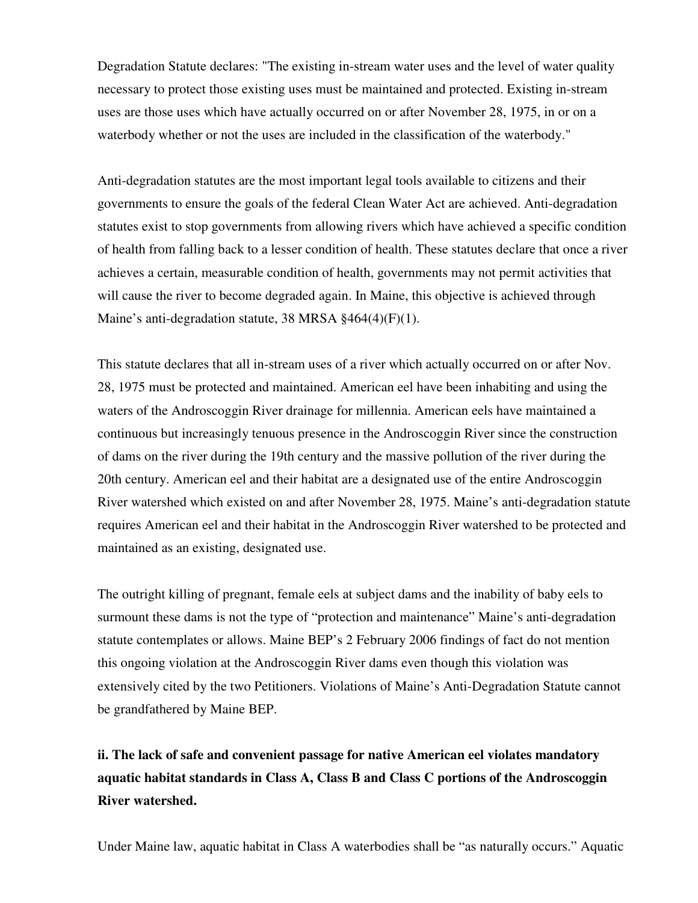Degradation Statute declares: "The existing in-stream water uses and the level of water quality necessary to protect those existing uses must be maintained and protected. Existing in-stream uses are those uses which have actually occurred on or after November 28, 1975, in or on a waterbody whether or not the uses are included in the classification of the waterbody."

Anti-degradation statutes are the most important legal tools available to citizens and their governments to ensure the goals of the federal Clean Water Act are achieved. Anti-degradation statutes exist to stop governments from allowing rivers which have achieved a specific condition of health from falling back to a lesser condition of health. These statutes declare that once a river achieves a certain, measurable condition of health, governments may not permit activities that will cause the river to become degraded again. In Maine, this objective is achieved through Maine's anti-degradation statute, 38 MRSA §464(4)(F)(1).

This statute declares that all in-stream uses of a river which actually occurred on or after Nov. 28, 1975 must be protected and maintained. American eel have been inhabiting and using the waters of the Androscoggin River drainage for millennia. American eels have maintained a continuous but increasingly tenuous presence in the Androscoggin River since the construction of dams on the river during the 19th century and the massive pollution of the river during the 20th century. American eel and their habitat are a designated use of the entire Androscoggin River watershed which existed on and after November 28, 1975. Maine's anti-degradation statute requires American eel and their habitat in the Androscoggin River watershed to be protected and maintained as an existing, designated use.

The outright killing of pregnant, female eels at subject dams and the inability of baby eels to surmount these dams is not the type of "protection and maintenance" Maine's anti-degradation statute contemplates or allows. Maine BEP's 2 February 2006 findings of fact do not mention this ongoing violation at the Androscoggin River dams even though this violation was extensively cited by the two Petitioners. Violations of Maine's Anti-Degradation Statute cannot be grandfathered by Maine BEP.

**ii. The lack of safe and convenient passage for native American eel violates mandatory aquatic habitat standards in Class A, Class B and Class C portions of the Androscoggin River watershed.**

Under Maine law, aquatic habitat in Class A waterbodies shall be "as naturally occurs." Aquatic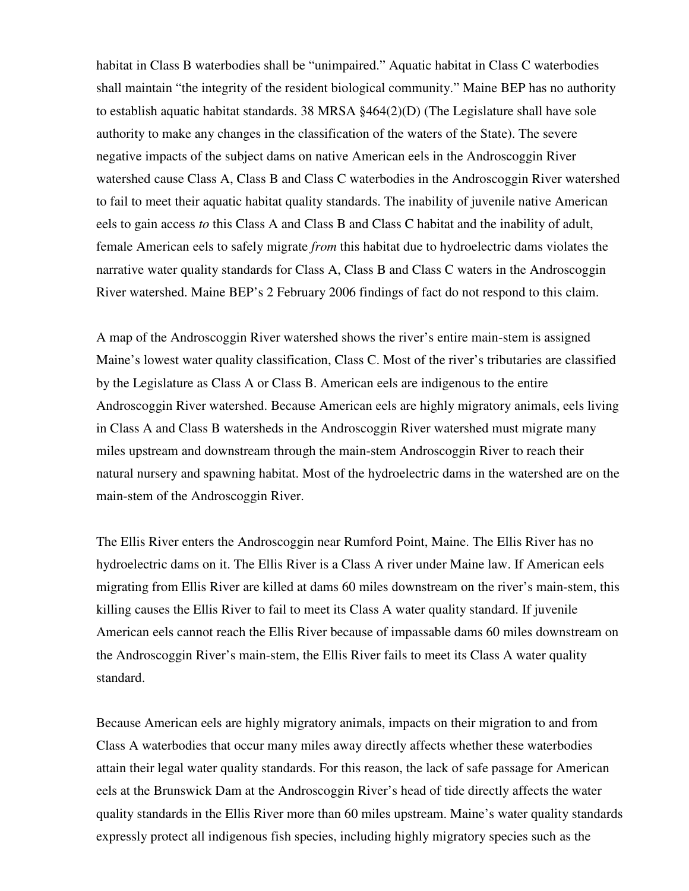habitat in Class B waterbodies shall be "unimpaired." Aquatic habitat in Class C waterbodies shall maintain "the integrity of the resident biological community." Maine BEP has no authority to establish aquatic habitat standards. 38 MRSA §464(2)(D) (The Legislature shall have sole authority to make any changes in the classification of the waters of the State). The severe negative impacts of the subject dams on native American eels in the Androscoggin River watershed cause Class A, Class B and Class C waterbodies in the Androscoggin River watershed to fail to meet their aquatic habitat quality standards. The inability of juvenile native American eels to gain access *to* this Class A and Class B and Class C habitat and the inability of adult, female American eels to safely migrate *from* this habitat due to hydroelectric dams violates the narrative water quality standards for Class A, Class B and Class C waters in the Androscoggin River watershed. Maine BEP's 2 February 2006 findings of fact do not respond to this claim.

A map of the Androscoggin River watershed shows the river's entire main-stem is assigned Maine's lowest water quality classification, Class C. Most of the river's tributaries are classified by the Legislature as Class A or Class B. American eels are indigenous to the entire Androscoggin River watershed. Because American eels are highly migratory animals, eels living in Class A and Class B watersheds in the Androscoggin River watershed must migrate many miles upstream and downstream through the main-stem Androscoggin River to reach their natural nursery and spawning habitat. Most of the hydroelectric dams in the watershed are on the main-stem of the Androscoggin River.

The Ellis River enters the Androscoggin near Rumford Point, Maine. The Ellis River has no hydroelectric dams on it. The Ellis River is a Class A river under Maine law. If American eels migrating from Ellis River are killed at dams 60 miles downstream on the river's main-stem, this killing causes the Ellis River to fail to meet its Class A water quality standard. If juvenile American eels cannot reach the Ellis River because of impassable dams 60 miles downstream on the Androscoggin River's main-stem, the Ellis River fails to meet its Class A water quality standard.

Because American eels are highly migratory animals, impacts on their migration to and from Class A waterbodies that occur many miles away directly affects whether these waterbodies attain their legal water quality standards. For this reason, the lack of safe passage for American eels at the Brunswick Dam at the Androscoggin River's head of tide directly affects the water quality standards in the Ellis River more than 60 miles upstream. Maine's water quality standards expressly protect all indigenous fish species, including highly migratory species such as the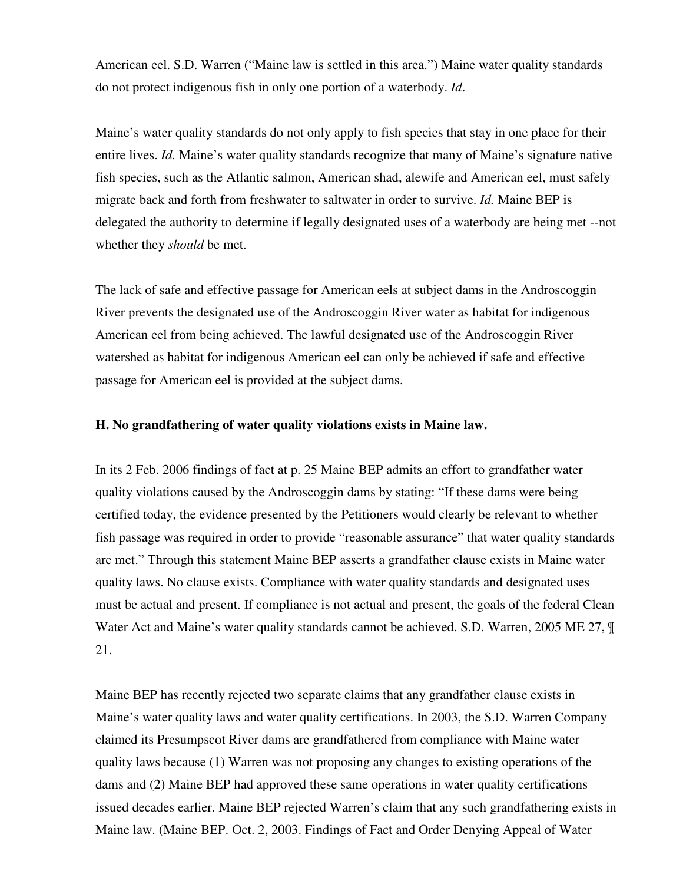American eel. S.D. Warren ("Maine law is settled in this area.") Maine water quality standards do not protect indigenous fish in only one portion of a waterbody. *Id*.

Maine's water quality standards do not only apply to fish species that stay in one place for their entire lives. *Id.* Maine's water quality standards recognize that many of Maine's signature native fish species, such as the Atlantic salmon, American shad, alewife and American eel, must safely migrate back and forth from freshwater to saltwater in order to survive. *Id.* Maine BEP is delegated the authority to determine if legally designated uses of a waterbody are being met --not whether they *should* be met.

The lack of safe and effective passage for American eels at subject dams in the Androscoggin River prevents the designated use of the Androscoggin River water as habitat for indigenous American eel from being achieved. The lawful designated use of the Androscoggin River watershed as habitat for indigenous American eel can only be achieved if safe and effective passage for American eel is provided at the subject dams.

**H. No grandfathering of water quality violations exists in Maine law.**

In its 2 Feb. 2006 findings of fact at p. 25 Maine BEP admits an effort to grandfather water quality violations caused by the Androscoggin dams by stating: "If these dams were being certified today, the evidence presented by the Petitioners would clearly be relevant to whether fish passage was required in order to provide "reasonable assurance" that water quality standards are met." Through this statement Maine BEP asserts a grandfather clause exists in Maine water quality laws. No clause exists. Compliance with water quality standards and designated uses must be actual and present. If compliance is not actual and present, the goals of the federal Clean Water Act and Maine's water quality standards cannot be achieved. S.D. Warren, 2005 ME 27, ¶ 21.

Maine BEP has recently rejected two separate claims that any grandfather clause exists in Maine's water quality laws and water quality certifications. In 2003, the S.D. Warren Company claimed its Presumpscot River dams are grandfathered from compliance with Maine water quality laws because (1) Warren was not proposing any changes to existing operations of the dams and (2) Maine BEP had approved these same operations in water quality certifications issued decades earlier. Maine BEP rejected Warren's claim that any such grandfathering exists in Maine law. (Maine BEP. Oct. 2, 2003. Findings of Fact and Order Denying Appeal of Water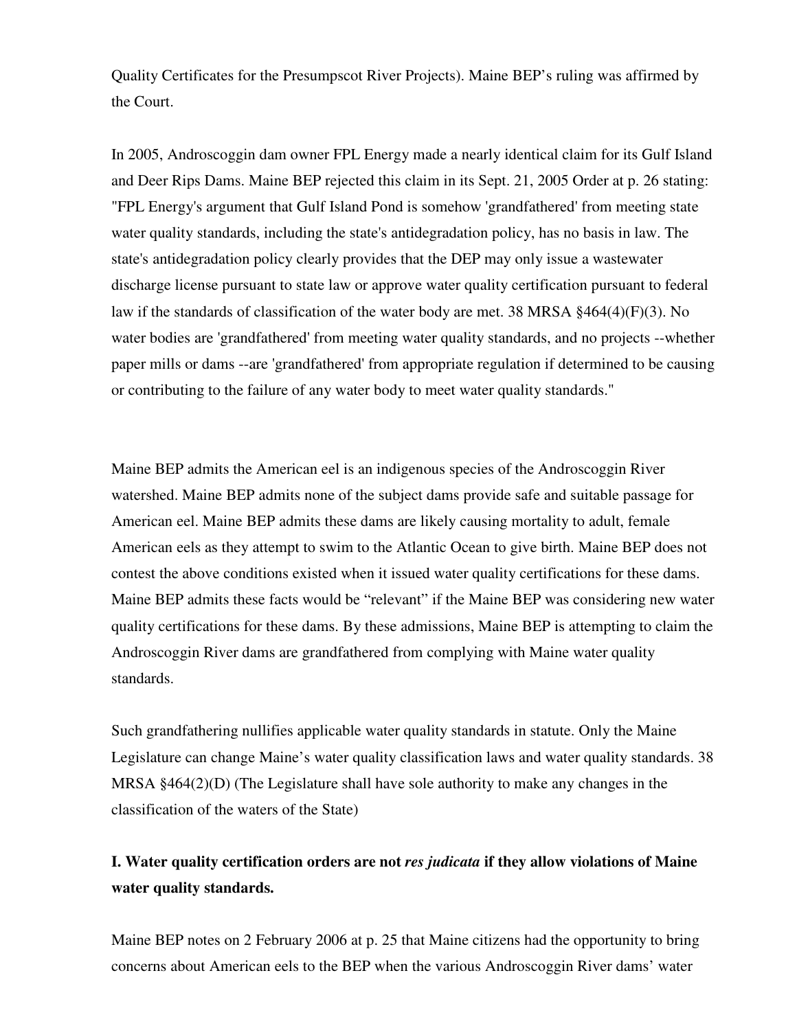Quality Certificates for the Presumpscot River Projects). Maine BEP's ruling was affirmed by the Court.

In 2005, Androscoggin dam owner FPL Energy made a nearly identical claim for its Gulf Island and Deer Rips Dams. Maine BEP rejected this claim in its Sept. 21, 2005 Order at p. 26 stating: "FPL Energy's argument that Gulf Island Pond is somehow 'grandfathered' from meeting state water quality standards, including the state's antidegradation policy, has no basis in law. The state's antidegradation policy clearly provides that the DEP may only issue a wastewater discharge license pursuant to state law or approve water quality certification pursuant to federal law if the standards of classification of the water body are met. 38 MRSA §464(4)(F)(3). No water bodies are 'grandfathered' from meeting water quality standards, and no projects --whether paper mills or dams --are 'grandfathered' from appropriate regulation if determined to be causing or contributing to the failure of any water body to meet water quality standards."

Maine BEP admits the American eel is an indigenous species of the Androscoggin River watershed. Maine BEP admits none of the subject dams provide safe and suitable passage for American eel. Maine BEP admits these dams are likely causing mortality to adult, female American eels as they attempt to swim to the Atlantic Ocean to give birth. Maine BEP does not contest the above conditions existed when it issued water quality certifications for these dams. Maine BEP admits these facts would be "relevant" if the Maine BEP was considering new water quality certifications for these dams. By these admissions, Maine BEP is attempting to claim the Androscoggin River dams are grandfathered from complying with Maine water quality standards.

Such grandfathering nullifies applicable water quality standards in statute. Only the Maine Legislature can change Maine's water quality classification laws and water quality standards. 38 MRSA §464(2)(D) (The Legislature shall have sole authority to make any changes in the classification of the waters of the State)

## I. Water quality certification orders are not *res judicata* if they allow violations of Maine water quality standards.

Maine BEP notes on 2 February 2006 at p. 25 that Maine citizens had the opportunity to bring concerns about American eels to the BEP when the various Androscoggin River dams' water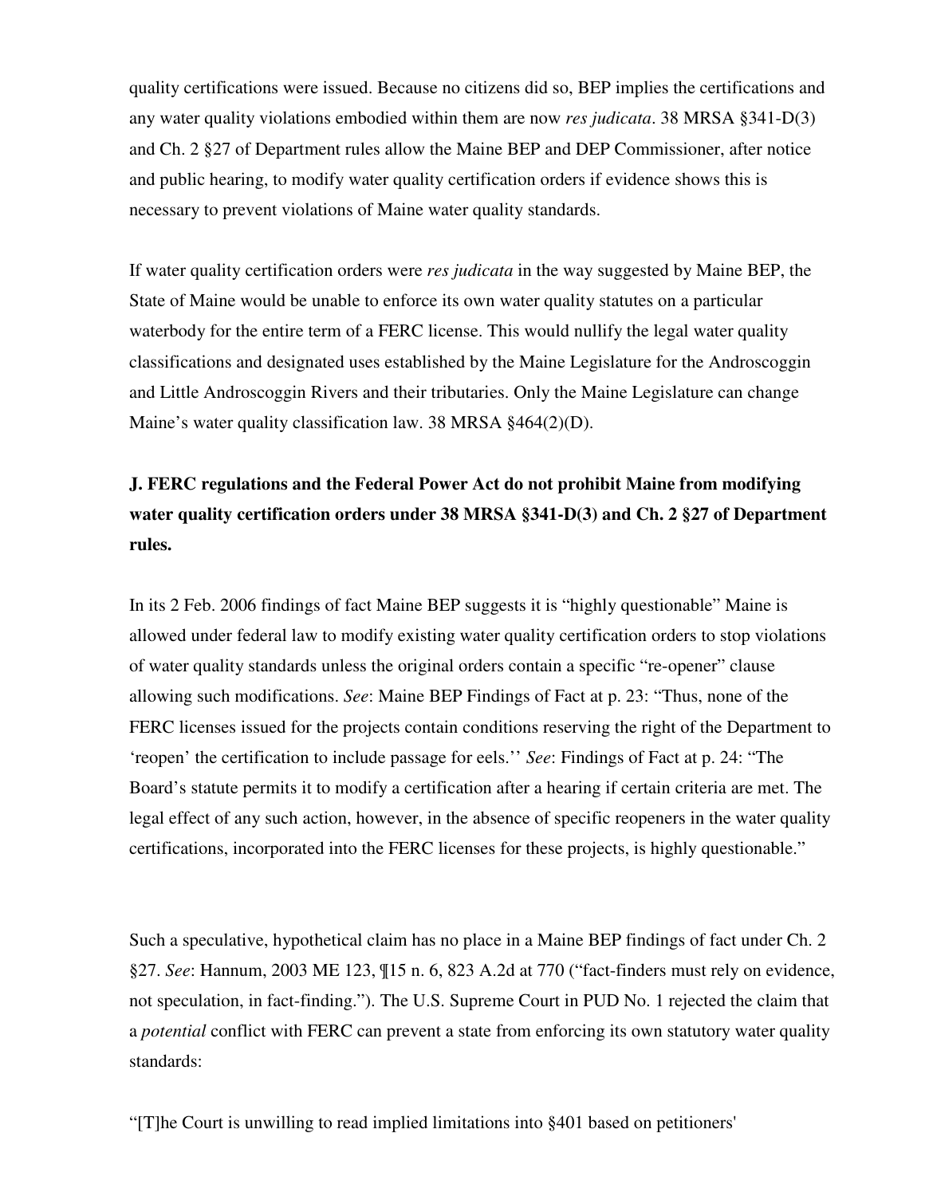quality certifications were issued. Because no citizens did so, BEP implies the certifications and any water quality violations embodied within them are now *res judicata*. 38 MRSA §341-D(3) and Ch. 2 §27 of Department rules allow the Maine BEP and DEP Commissioner, after notice and public hearing, to modify water quality certification orders if evidence shows this is necessary to prevent violations of Maine water quality standards.

If water quality certification orders were *res judicata* in the way suggested by Maine BEP, the State of Maine would be unable to enforce its own water quality statutes on a particular waterbody for the entire term of a FERC license. This would nullify the legal water quality classifications and designated uses established by the Maine Legislature for the Androscoggin and Little Androscoggin Rivers and their tributaries. Only the Maine Legislature can change Maine's water quality classification law. 38 MRSA §464(2)(D).

**J. FERC regulations and the Federal Power Act do not prohibit Maine from modifying water quality certification orders under 38 MRSA §341-D(3) and Ch. 2 §27 of Department rules.**

In its 2 Feb. 2006 findings of fact Maine BEP suggests it is "highly questionable" Maine is allowed under federal law to modify existing water quality certification orders to stop violations of water quality standards unless the original orders contain a specific "re-opener" clause allowing such modifications. *See*: Maine BEP Findings of Fact at p. 23: "Thus, none of the FERC licenses issued for the projects contain conditions reserving the right of the Department to 'reopen' the certification to include passage for eels.'' *See*: Findings of Fact at p. 24: "The Board's statute permits it to modify a certification after a hearing if certain criteria are met. The legal effect of any such action, however, in the absence of specific reopeners in the water quality certifications, incorporated into the FERC licenses for these projects, is highly questionable."

Such a speculative, hypothetical claim has no place in a Maine BEP findings of fact under Ch. 2 §27. *See*: Hannum, 2003 ME 123, ¶15 n. 6, 823 A.2d at 770 ("fact-finders must rely on evidence, not speculation, in fact-finding."). The U.S. Supreme Court in PUD No. 1 rejected the claim that a *potential* conflict with FERC can prevent a state from enforcing its own statutory water quality standards:

"[T]he Court is unwilling to read implied limitations into §401 based on petitioners'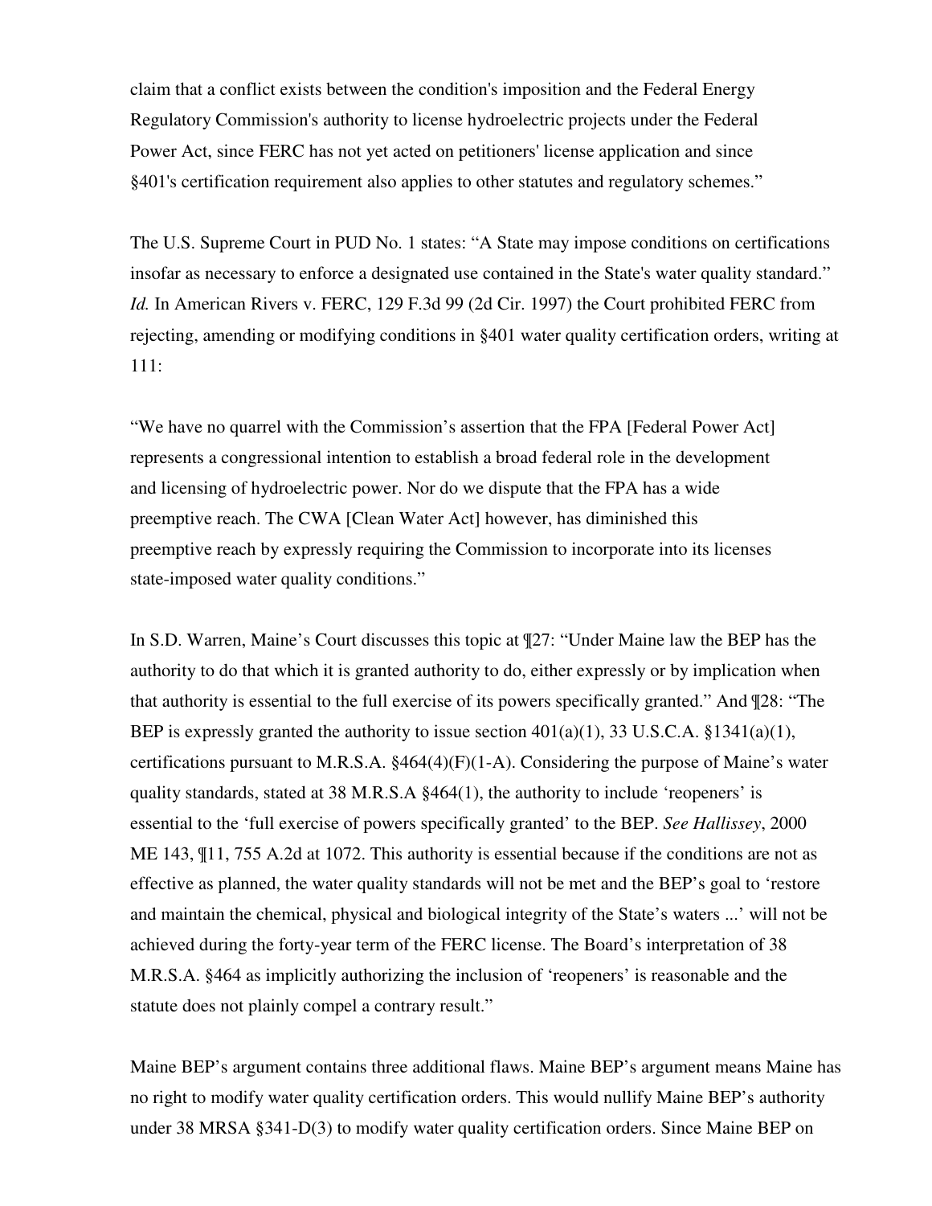claim that a conflict exists between the condition's imposition and the Federal Energy Regulatory Commission's authority to license hydroelectric projects under the Federal Power Act, since FERC has not yet acted on petitioners' license application and since §401's certification requirement also applies to other statutes and regulatory schemes."

The U.S. Supreme Court in PUD No. 1 states: "A State may impose conditions on certifications insofar as necessary to enforce a designated use contained in the State's water quality standard." *Id.* In American Rivers v. FERC, 129 F.3d 99 (2d Cir. 1997) the Court prohibited FERC from rejecting, amending or modifying conditions in §401 water quality certification orders, writing at 111:

"We have no quarrel with the Commission's assertion that the FPA [Federal Power Act] represents a congressional intention to establish a broad federal role in the development and licensing of hydroelectric power. Nor do we dispute that the FPA has a wide preemptive reach. The CWA [Clean Water Act] however, has diminished this preemptive reach by expressly requiring the Commission to incorporate into its licenses state-imposed water quality conditions."

In S.D. Warren, Maine's Court discusses this topic at ¶27: "Under Maine law the BEP has the authority to do that which it is granted authority to do, either expressly or by implication when that authority is essential to the full exercise of its powers specifically granted." And ¶28: "The BEP is expressly granted the authority to issue section 401(a)(1), 33 U.S.C.A. §1341(a)(1), certifications pursuant to M.R.S.A. §464(4)(F)(1-A). Considering the purpose of Maine's water quality standards, stated at 38 M.R.S.A §464(1), the authority to include 'reopeners' is essential to the 'full exercise of powers specifically granted' to the BEP. *See Hallissey*, 2000 ME 143, ¶11, 755 A.2d at 1072. This authority is essential because if the conditions are not as effective as planned, the water quality standards will not be met and the BEP's goal to 'restore and maintain the chemical, physical and biological integrity of the State's waters ...' will not be achieved during the forty-year term of the FERC license. The Board's interpretation of 38 M.R.S.A. §464 as implicitly authorizing the inclusion of 'reopeners' is reasonable and the statute does not plainly compel a contrary result."

Maine BEP's argument contains three additional flaws. Maine BEP's argument means Maine has no right to modify water quality certification orders. This would nullify Maine BEP's authority under 38 MRSA §341-D(3) to modify water quality certification orders. Since Maine BEP on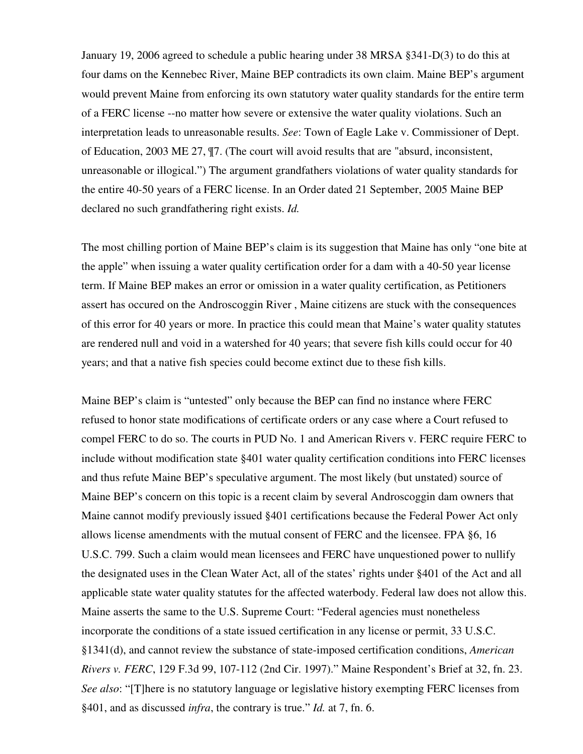January 19, 2006 agreed to schedule a public hearing under 38 MRSA §341-D(3) to do this at four dams on the Kennebec River, Maine BEP contradicts its own claim. Maine BEP's argument would prevent Maine from enforcing its own statutory water quality standards for the entire term of a FERC license --no matter how severe or extensive the water quality violations. Such an interpretation leads to unreasonable results. *See*: Town of Eagle Lake v. Commissioner of Dept. of Education, 2003 ME 27, ¶7. (The court will avoid results that are "absurd, inconsistent, unreasonable or illogical.") The argument grandfathers violations of water quality standards for the entire 40-50 years of a FERC license. In an Order dated 21 September, 2005 Maine BEP declared no such grandfathering right exists. *Id.*

The most chilling portion of Maine BEP's claim is its suggestion that Maine has only "one bite at the apple" when issuing a water quality certification order for a dam with a 40-50 year license term. If Maine BEP makes an error or omission in a water quality certification, as Petitioners assert has occured on the Androscoggin River , Maine citizens are stuck with the consequences of this error for 40 years or more. In practice this could mean that Maine's water quality statutes are rendered null and void in a watershed for 40 years; that severe fish kills could occur for 40 years; and that a native fish species could become extinct due to these fish kills.

Maine BEP's claim is "untested" only because the BEP can find no instance where FERC refused to honor state modifications of certificate orders or any case where a Court refused to compel FERC to do so. The courts in PUD No. 1 and American Rivers v. FERC require FERC to include without modification state §401 water quality certification conditions into FERC licenses and thus refute Maine BEP's speculative argument. The most likely (but unstated) source of Maine BEP's concern on this topic is a recent claim by several Androscoggin dam owners that Maine cannot modify previously issued §401 certifications because the Federal Power Act only allows license amendments with the mutual consent of FERC and the licensee. FPA §6, 16 U.S.C. 799. Such a claim would mean licensees and FERC have unquestioned power to nullify the designated uses in the Clean Water Act, all of the states' rights under §401 of the Act and all applicable state water quality statutes for the affected waterbody. Federal law does not allow this. Maine asserts the same to the U.S. Supreme Court: "Federal agencies must nonetheless incorporate the conditions of a state issued certification in any license or permit, 33 U.S.C. §1341(d), and cannot review the substance of state-imposed certification conditions, *American Rivers v. FERC*, 129 F.3d 99, 107-112 (2nd Cir. 1997)." Maine Respondent's Brief at 32, fn. 23. *See also*: "[T]here is no statutory language or legislative history exempting FERC licenses from §401, and as discussed *infra*, the contrary is true." *Id.* at 7, fn. 6.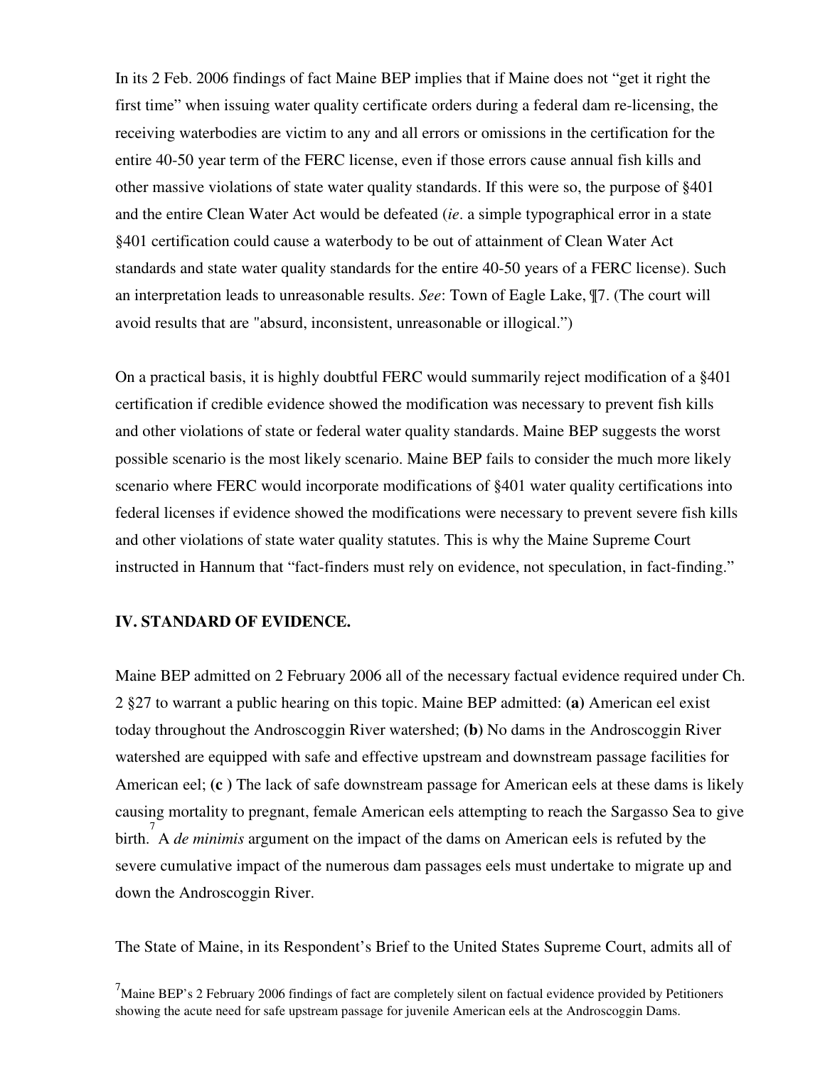In its 2 Feb. 2006 findings of fact Maine BEP implies that if Maine does not "get it right the first time" when issuing water quality certificate orders during a federal dam re-licensing, the receiving waterbodies are victim to any and all errors or omissions in the certification for the entire 40-50 year term of the FERC license, even if those errors cause annual fish kills and other massive violations of state water quality standards. If this were so, the purpose of §401 and the entire Clean Water Act would be defeated (*ie*. a simple typographical error in a state §401 certification could cause a waterbody to be out of attainment of Clean Water Act standards and state water quality standards for the entire 40-50 years of a FERC license). Such an interpretation leads to unreasonable results. *See*: Town of Eagle Lake, ¶7. (The court will avoid results that are "absurd, inconsistent, unreasonable or illogical.")

On a practical basis, it is highly doubtful FERC would summarily reject modification of a §401 certification if credible evidence showed the modification was necessary to prevent fish kills and other violations of state or federal water quality standards. Maine BEP suggests the worst possible scenario is the most likely scenario. Maine BEP fails to consider the much more likely scenario where FERC would incorporate modifications of §401 water quality certifications into federal licenses if evidence showed the modifications were necessary to prevent severe fish kills and other violations of state water quality statutes. This is why the Maine Supreme Court instructed in Hannum that "fact-finders must rely on evidence, not speculation, in fact-finding."

## IV. STANDARD OF EVIDENCE.

Maine BEP admitted on 2 February 2006 all of the necessary factual evidence required under Ch. 2 §27 to warrant a public hearing on this topic. Maine BEP admitted: **(a)** American eel exist today throughout the Androscoggin River watershed; **(b)** No dams in the Androscoggin River watershed are equipped with safe and effective upstream and downstream passage facilities for American eel; **(c )** The lack of safe downstream passage for American eels at these dams is likely causing mortality to pregnant, female American eels attempting to reach the Sargasso Sea to give birth.[7] A *de minimis* argument on the impact of the dams on American eels is refuted by the severe cumulative impact of the numerous dam passages eels must undertake to migrate up and down the Androscoggin River.

The State of Maine, in its Respondent's Brief to the United States Supreme Court, admits all of

[7] Maine BEP's 2 February 2006 findings of fact are completely silent on factual evidence provided by Petitioners showing the acute need for safe upstream passage for juvenile American eels at the Androscoggin Dams.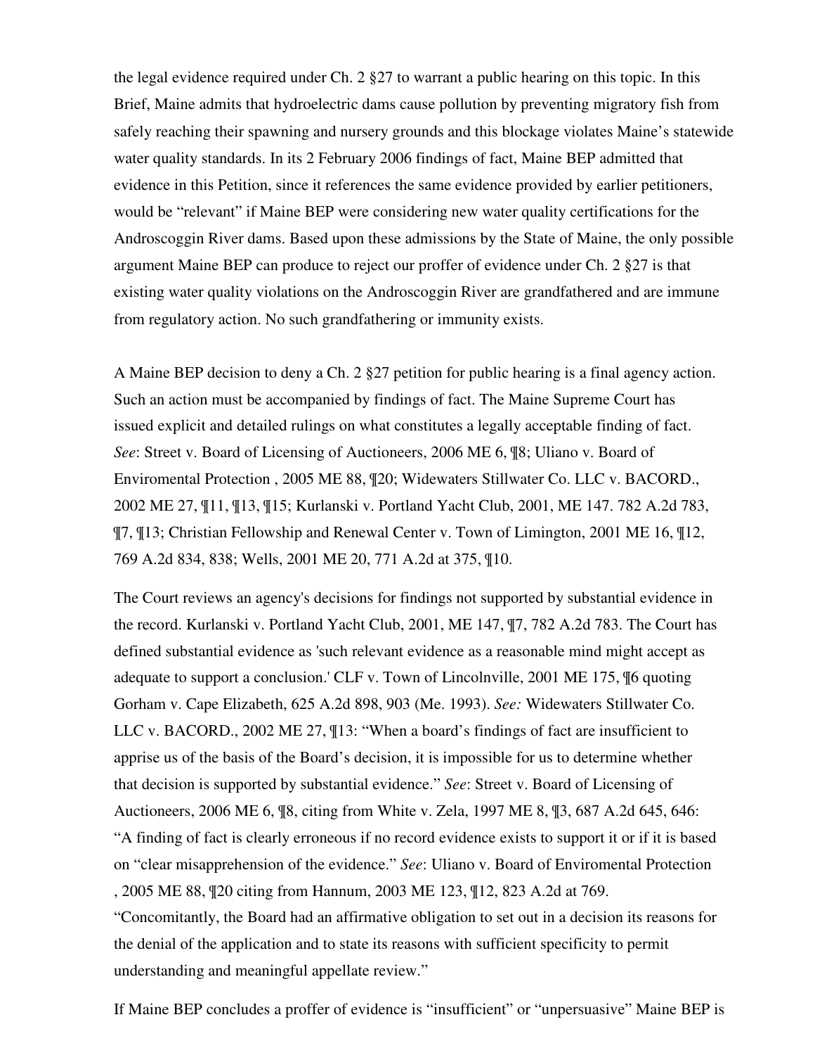the legal evidence required under Ch. 2 §27 to warrant a public hearing on this topic. In this Brief, Maine admits that hydroelectric dams cause pollution by preventing migratory fish from safely reaching their spawning and nursery grounds and this blockage violates Maine's statewide water quality standards. In its 2 February 2006 findings of fact, Maine BEP admitted that evidence in this Petition, since it references the same evidence provided by earlier petitioners, would be "relevant" if Maine BEP were considering new water quality certifications for the Androscoggin River dams. Based upon these admissions by the State of Maine, the only possible argument Maine BEP can produce to reject our proffer of evidence under Ch. 2 §27 is that existing water quality violations on the Androscoggin River are grandfathered and are immune from regulatory action. No such grandfathering or immunity exists.

A Maine BEP decision to deny a Ch. 2 §27 petition for public hearing is a final agency action. Such an action must be accompanied by findings of fact. The Maine Supreme Court has issued explicit and detailed rulings on what constitutes a legally acceptable finding of fact. *See*: Street v. Board of Licensing of Auctioneers, 2006 ME 6, ¶8; Uliano v. Board of Enviromental Protection , 2005 ME 88, ¶20; Widewaters Stillwater Co. LLC v. BACORD., 2002 ME 27, ¶11, ¶13, ¶15; Kurlanski v. Portland Yacht Club, 2001, ME 147. 782 A.2d 783, ¶7, ¶13; Christian Fellowship and Renewal Center v. Town of Limington, 2001 ME 16, ¶12, 769 A.2d 834, 838; Wells, 2001 ME 20, 771 A.2d at 375, ¶10.

The Court reviews an agency's decisions for findings not supported by substantial evidence in the record. Kurlanski v. Portland Yacht Club, 2001, ME 147, ¶7, 782 A.2d 783. The Court has defined substantial evidence as 'such relevant evidence as a reasonable mind might accept as adequate to support a conclusion.' CLF v. Town of Lincolnville, 2001 ME 175, ¶6 quoting Gorham v. Cape Elizabeth, 625 A.2d 898, 903 (Me. 1993). *See:* Widewaters Stillwater Co. LLC v. BACORD., 2002 ME 27, ¶13: "When a board's findings of fact are insufficient to apprise us of the basis of the Board's decision, it is impossible for us to determine whether that decision is supported by substantial evidence." *See*: Street v. Board of Licensing of Auctioneers, 2006 ME 6, ¶8, citing from White v. Zela, 1997 ME 8, ¶3, 687 A.2d 645, 646: "A finding of fact is clearly erroneous if no record evidence exists to support it or if it is based on "clear misapprehension of the evidence." *See*: Uliano v. Board of Enviromental Protection , 2005 ME 88, ¶20 citing from Hannum, 2003 ME 123, ¶12, 823 A.2d at 769. "Concomitantly, the Board had an affirmative obligation to set out in a decision its reasons for the denial of the application and to state its reasons with sufficient specificity to permit understanding and meaningful appellate review."

If Maine BEP concludes a proffer of evidence is "insufficient" or "unpersuasive" Maine BEP is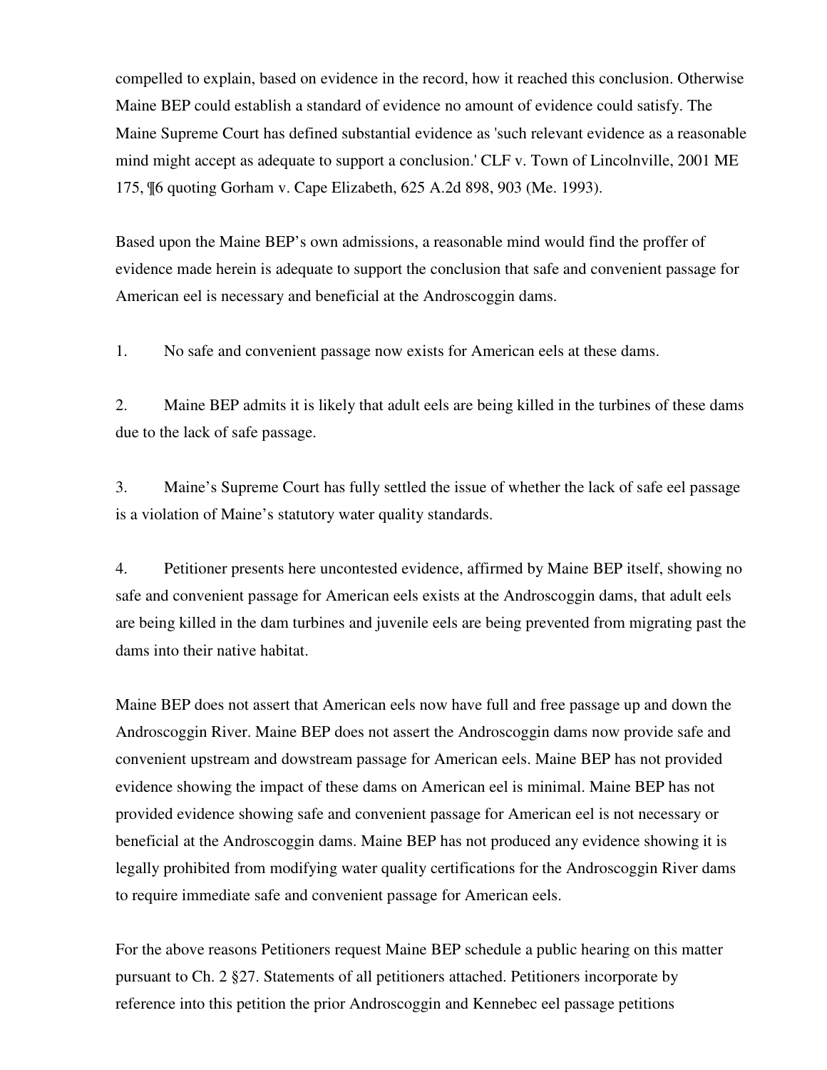compelled to explain, based on evidence in the record, how it reached this conclusion. Otherwise Maine BEP could establish a standard of evidence no amount of evidence could satisfy. The Maine Supreme Court has defined substantial evidence as 'such relevant evidence as a reasonable mind might accept as adequate to support a conclusion.' CLF v. Town of Lincolnville, 2001 ME 175, ¶6 quoting Gorham v. Cape Elizabeth, 625 A.2d 898, 903 (Me. 1993).

Based upon the Maine BEP's own admissions, a reasonable mind would find the proffer of evidence made herein is adequate to support the conclusion that safe and convenient passage for American eel is necessary and beneficial at the Androscoggin dams.

1. No safe and convenient passage now exists for American eels at these dams.

2. Maine BEP admits it is likely that adult eels are being killed in the turbines of these dams due to the lack of safe passage.

3. Maine's Supreme Court has fully settled the issue of whether the lack of safe eel passage is a violation of Maine's statutory water quality standards.

4. Petitioner presents here uncontested evidence, affirmed by Maine BEP itself, showing no safe and convenient passage for American eels exists at the Androscoggin dams, that adult eels are being killed in the dam turbines and juvenile eels are being prevented from migrating past the dams into their native habitat.

Maine BEP does not assert that American eels now have full and free passage up and down the Androscoggin River. Maine BEP does not assert the Androscoggin dams now provide safe and convenient upstream and dowstream passage for American eels. Maine BEP has not provided evidence showing the impact of these dams on American eel is minimal. Maine BEP has not provided evidence showing safe and convenient passage for American eel is not necessary or beneficial at the Androscoggin dams. Maine BEP has not produced any evidence showing it is legally prohibited from modifying water quality certifications for the Androscoggin River dams to require immediate safe and convenient passage for American eels.

For the above reasons Petitioners request Maine BEP schedule a public hearing on this matter pursuant to Ch. 2 §27. Statements of all petitioners attached. Petitioners incorporate by reference into this petition the prior Androscoggin and Kennebec eel passage petitions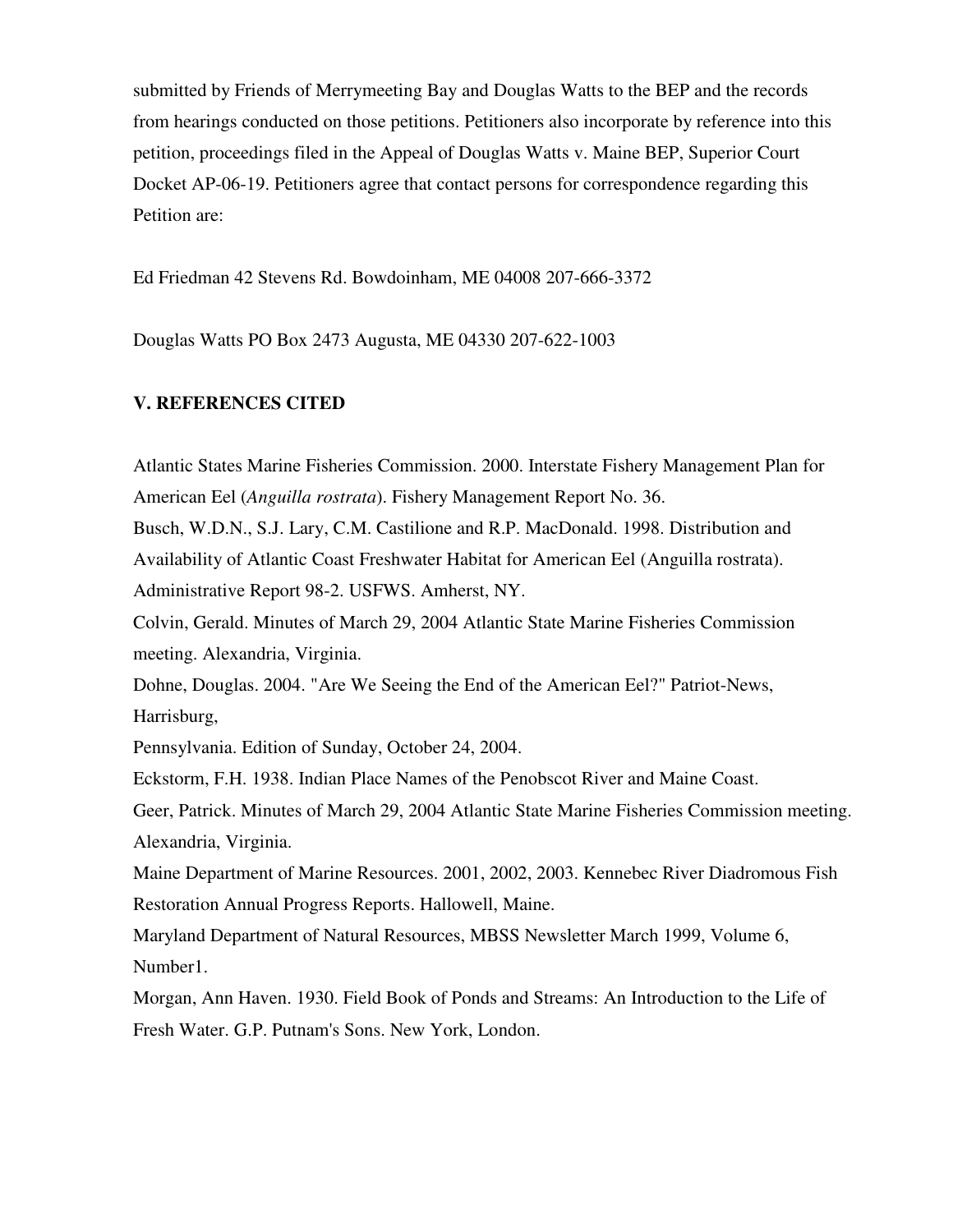submitted by Friends of Merrymeeting Bay and Douglas Watts to the BEP and the records from hearings conducted on those petitions. Petitioners also incorporate by reference into this petition, proceedings filed in the Appeal of Douglas Watts v. Maine BEP, Superior Court Docket AP-06-19. Petitioners agree that contact persons for correspondence regarding this Petition are:

Ed Friedman 42 Stevens Rd. Bowdoinham, ME 04008 207-666-3372

Douglas Watts PO Box 2473 Augusta, ME 04330 207-622-1003

## V. REFERENCES CITED

Atlantic States Marine Fisheries Commission. 2000. Interstate Fishery Management Plan for American Eel (*Anguilla rostrata*). Fishery Management Report No. 36.

Busch, W.D.N., S.J. Lary, C.M. Castilione and R.P. MacDonald. 1998. Distribution and Availability of Atlantic Coast Freshwater Habitat for American Eel (Anguilla rostrata). Administrative Report 98-2. USFWS. Amherst, NY.

Colvin, Gerald. Minutes of March 29, 2004 Atlantic State Marine Fisheries Commission meeting. Alexandria, Virginia.

Dohne, Douglas. 2004. "Are We Seeing the End of the American Eel?" Patriot-News, Harrisburg,
Pennsylvania. Edition of Sunday, October 24, 2004.

Eckstorm, F.H. 1938. Indian Place Names of the Penobscot River and Maine Coast.

Geer, Patrick. Minutes of March 29, 2004 Atlantic State Marine Fisheries Commission meeting. Alexandria, Virginia.

Maine Department of Marine Resources. 2001, 2002, 2003. Kennebec River Diadromous Fish Restoration Annual Progress Reports. Hallowell, Maine.

Maryland Department of Natural Resources, MBSS Newsletter March 1999, Volume 6, Number1.

Morgan, Ann Haven. 1930. Field Book of Ponds and Streams: An Introduction to the Life of Fresh Water. G.P. Putnam's Sons. New York, London.